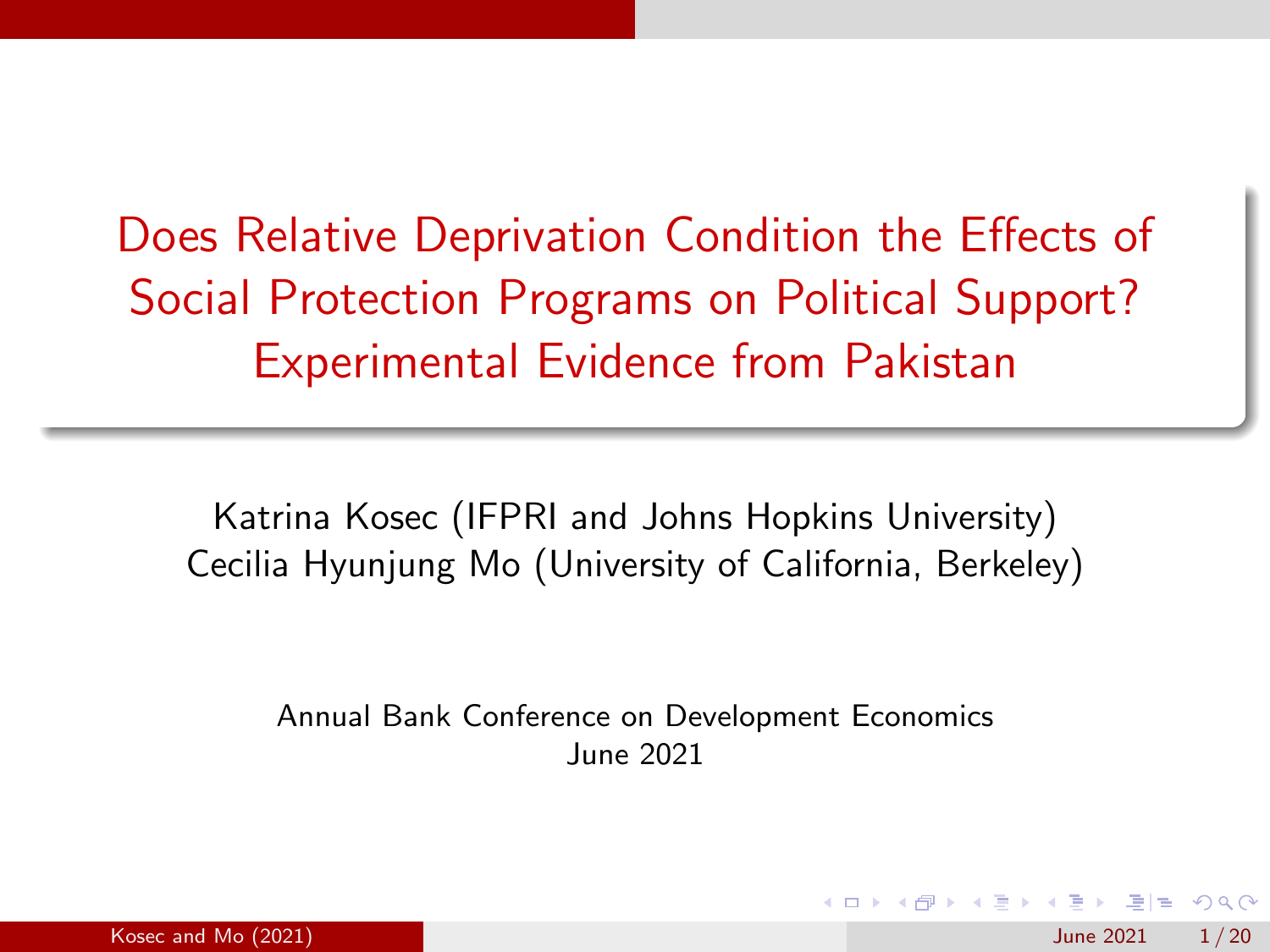# Does Relative Deprivation Condition the Effects of Social Protection Programs on Political Support? Experimental Evidence from Pakistan

Katrina Kosec (IFPRI and Johns Hopkins University)
Cecilia Hyunjung Mo (University of California, Berkeley)

Annual Bank Conference on Development Economics
June 2021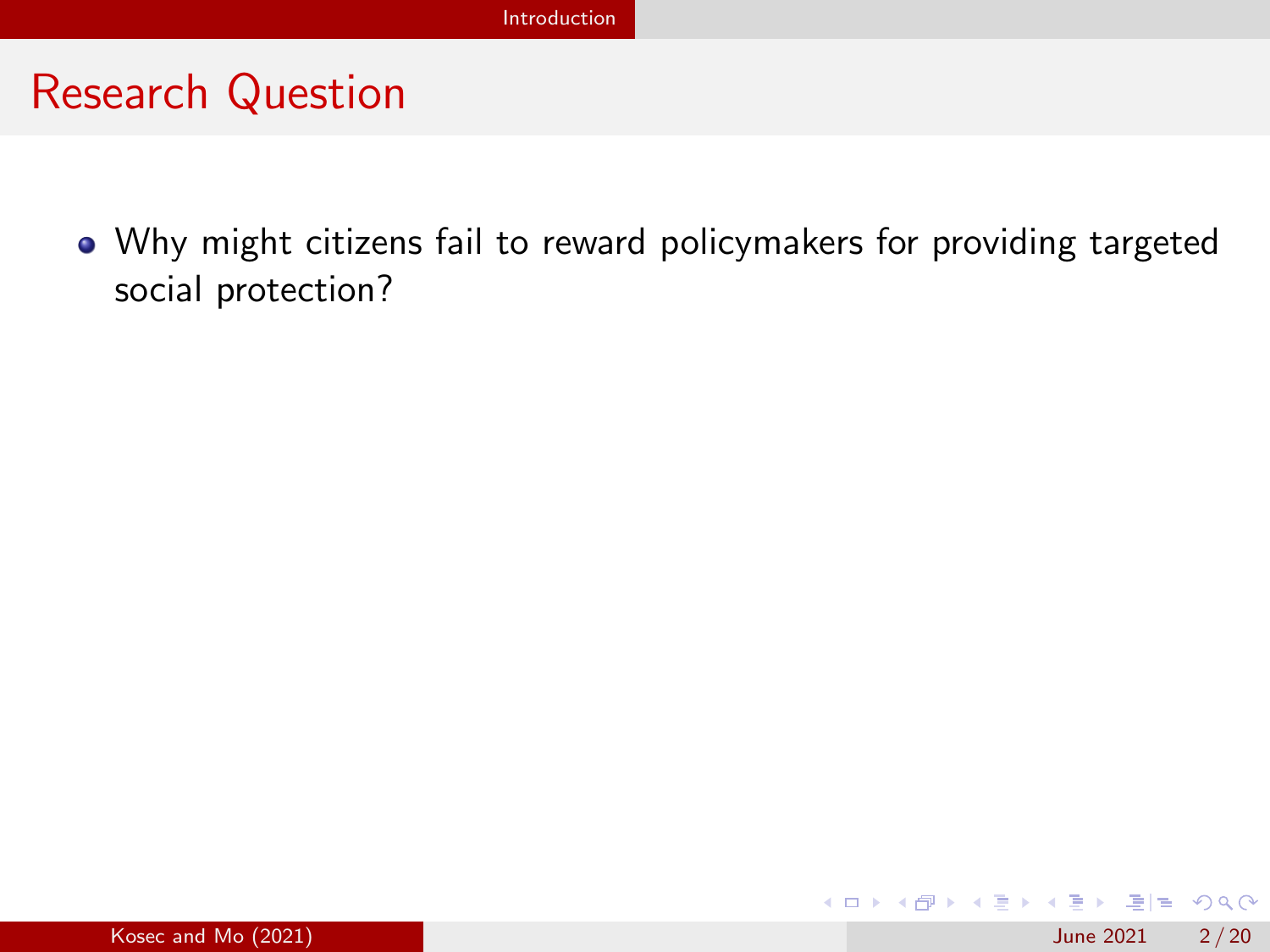## Research Question

- Why might citizens fail to reward policymakers for providing targeted social protection?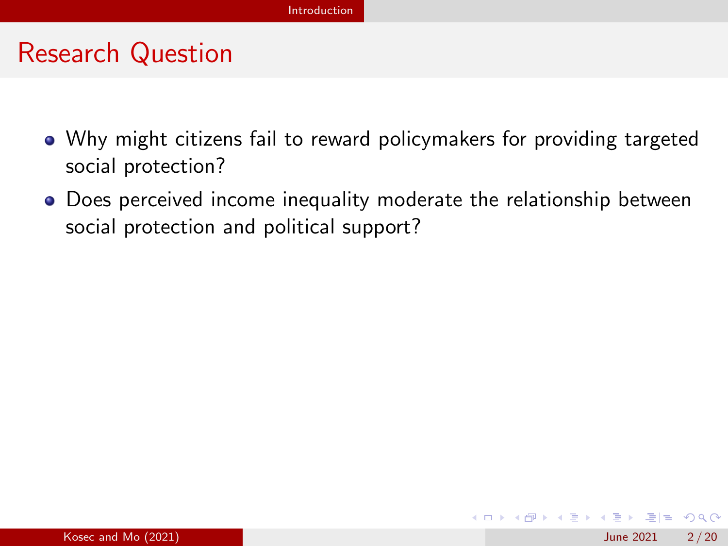## Research Question

- Why might citizens fail to reward policymakers for providing targeted social protection?
- Does perceived income inequality moderate the relationship between social protection and political support?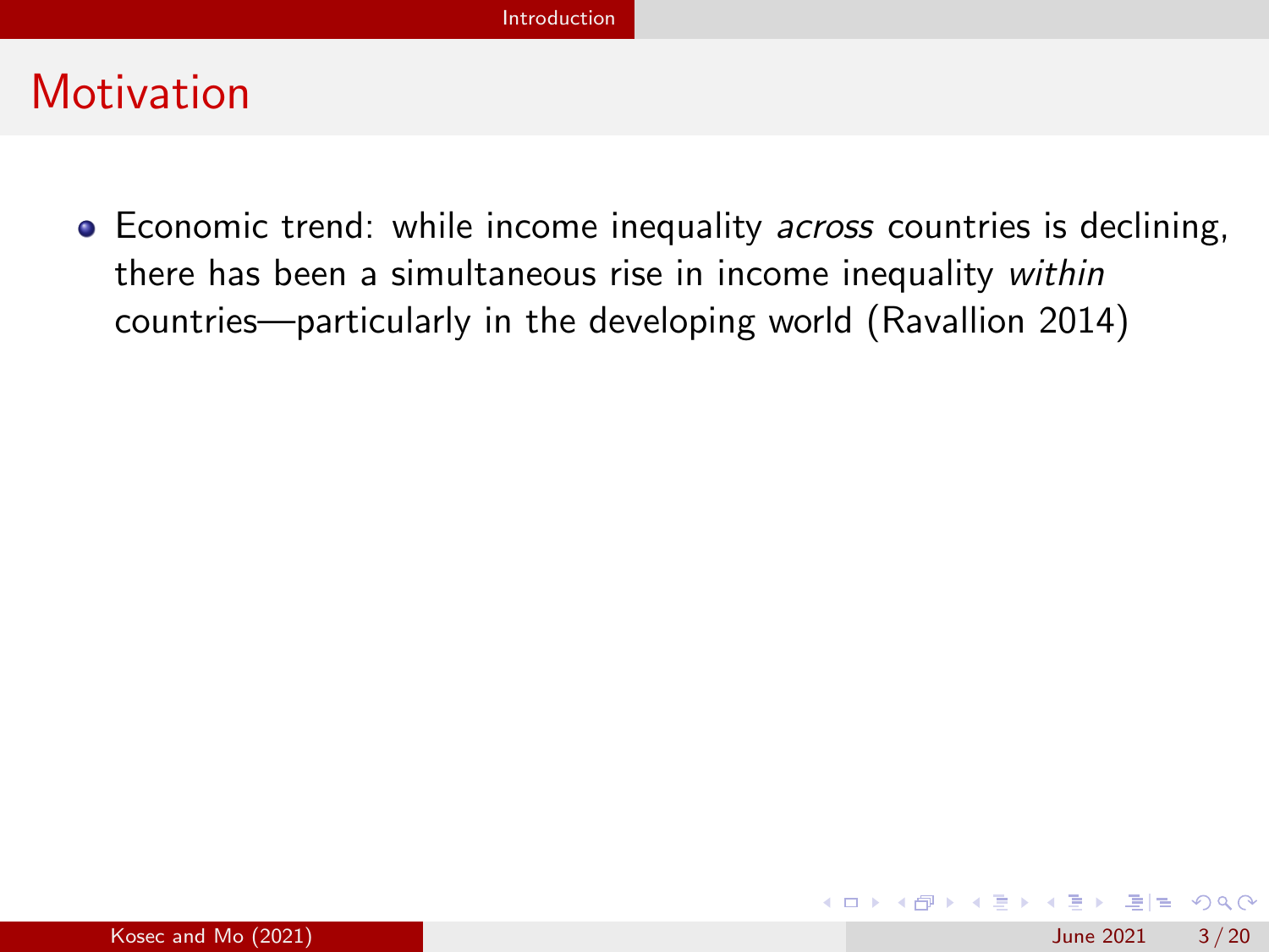# Motivation

- Economic trend: while income inequality *across* countries is declining, there has been a simultaneous rise in income inequality *within* countries—particularly in the developing world (Ravallion 2014)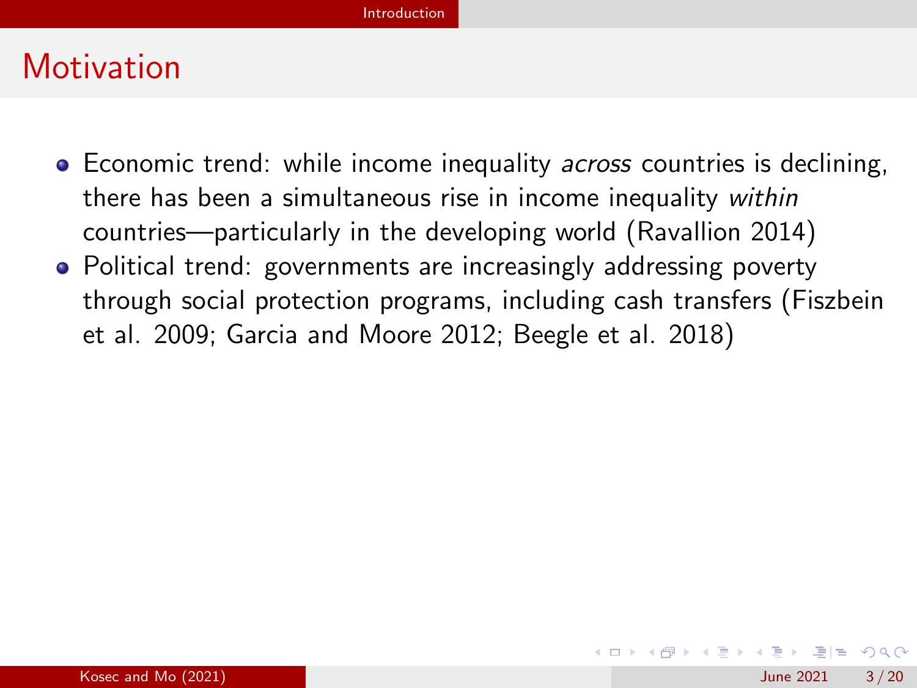# Motivation

- Economic trend: while income inequality *across* countries is declining, there has been a simultaneous rise in income inequality *within* countries—particularly in the developing world (Ravallion 2014)
- Political trend: governments are increasingly addressing poverty through social protection programs, including cash transfers (Fiszbein et al. 2009; Garcia and Moore 2012; Beegle et al. 2018)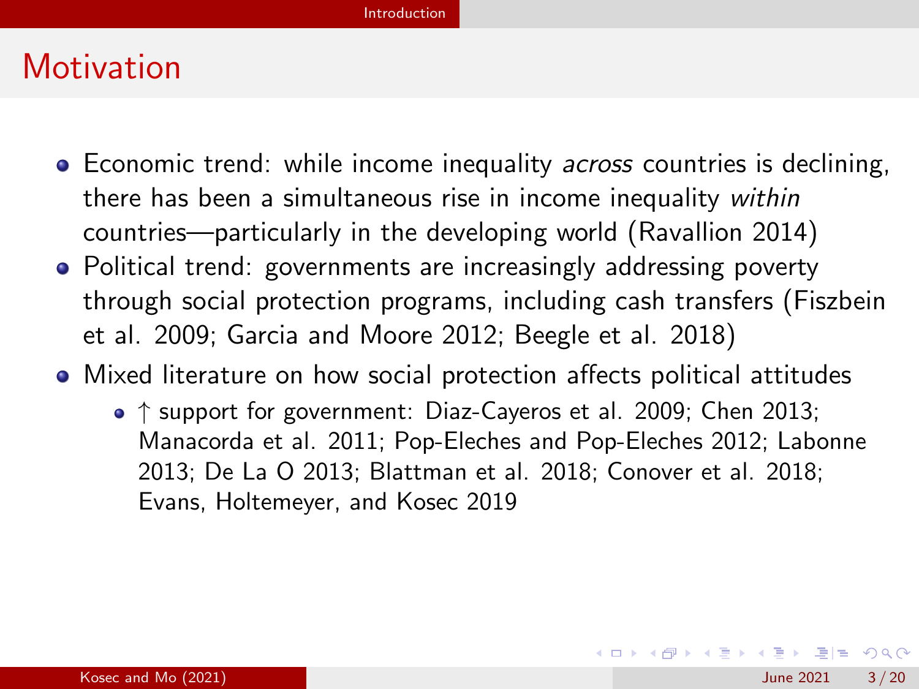# Motivation

- Economic trend: while income inequality *across* countries is declining, there has been a simultaneous rise in income inequality *within* countries—particularly in the developing world (Ravallion 2014)
- Political trend: governments are increasingly addressing poverty through social protection programs, including cash transfers (Fiszbein et al. 2009; Garcia and Moore 2012; Beegle et al. 2018)
- Mixed literature on how social protection affects political attitudes
  - $\uparrow$ support for government: Diaz-Cayeros et al. 2009; Chen 2013; Manacorda et al. 2011; Pop-Eleches and Pop-Eleches 2012; Labonne 2013; De La O 2013; Blattman et al. 2018; Conover et al. 2018; Evans, Holtemeyer, and Kosec 2019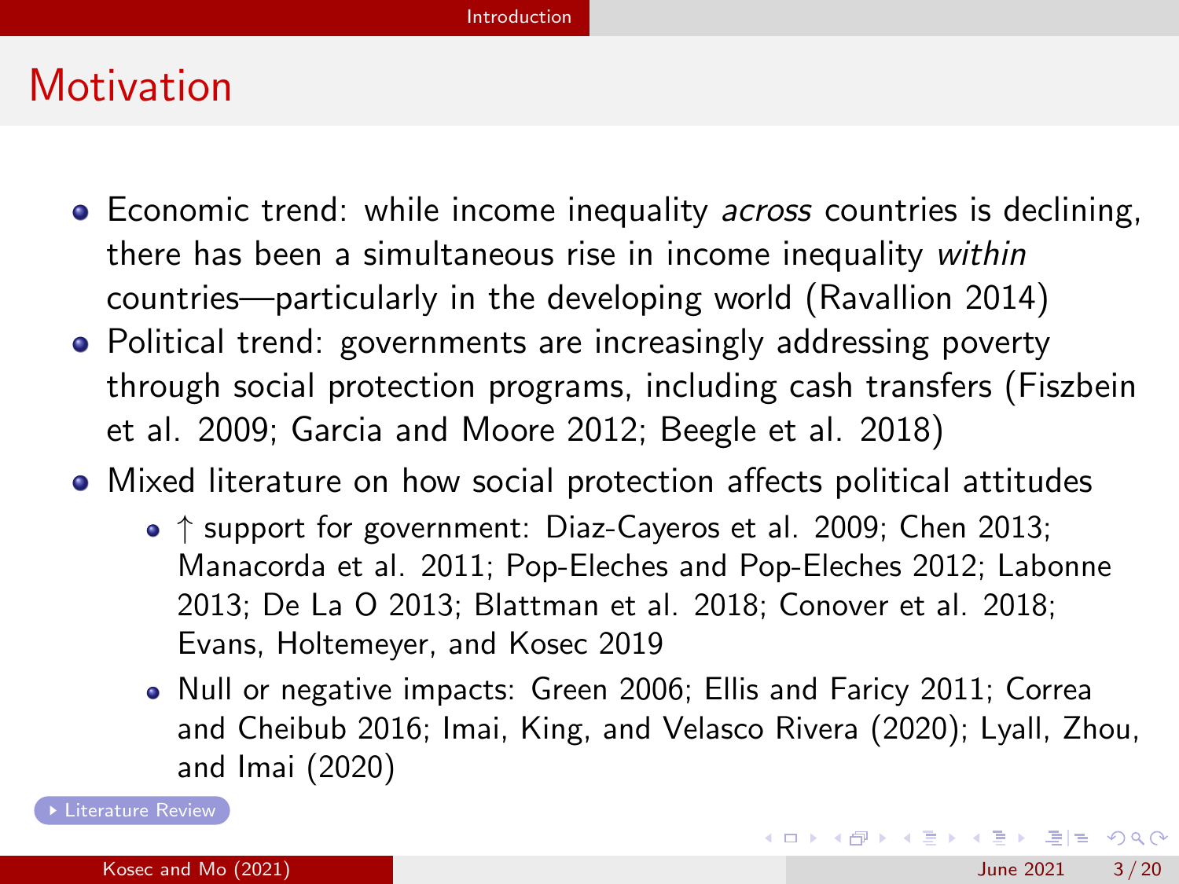# Motivation

- Economic trend: while income inequality *across* countries is declining, there has been a simultaneous rise in income inequality *within* countries—particularly in the developing world (Ravallion 2014)
- Political trend: governments are increasingly addressing poverty through social protection programs, including cash transfers (Fiszbein et al. 2009; Garcia and Moore 2012; Beegle et al. 2018)
- Mixed literature on how social protection affects political attitudes
  - $\uparrow$ support for government: Diaz-Cayeros et al. 2009; Chen 2013; Manacorda et al. 2011; Pop-Eleches and Pop-Eleches 2012; Labonne 2013; De La O 2013; Blattman et al. 2018; Conover et al. 2018; Evans, Holtemeyer, and Kosec 2019
  - Null or negative impacts: Green 2006; Ellis and Faricy 2011; Correa and Cheibub 2016; Imai, King, and Velasco Rivera (2020); Lyall, Zhou, and Imai (2020)

Literature Review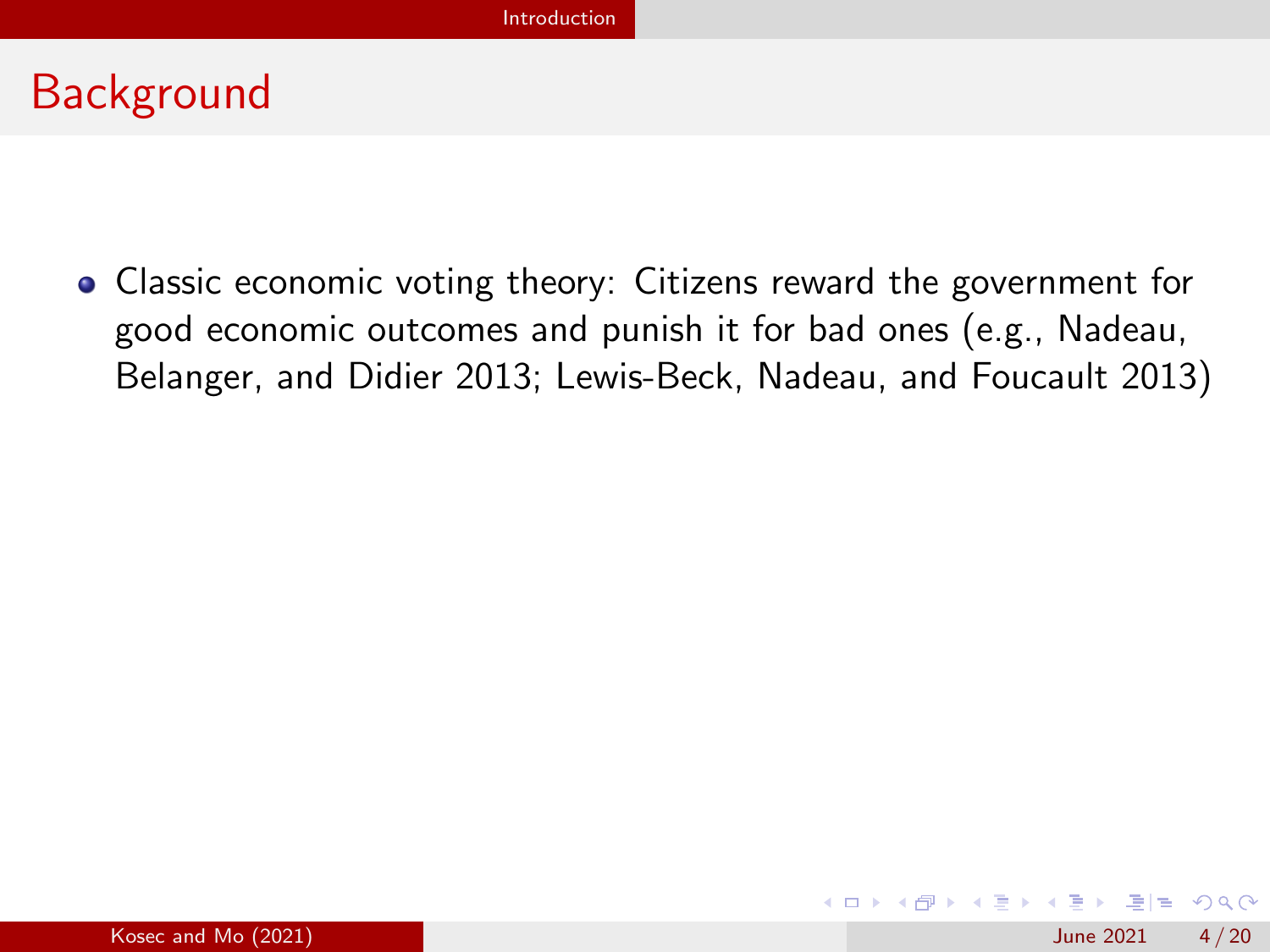# Background

- Classic economic voting theory: Citizens reward the government for good economic outcomes and punish it for bad ones (e.g., Nadeau, Belanger, and Didier 2013; Lewis-Beck, Nadeau, and Foucault 2013)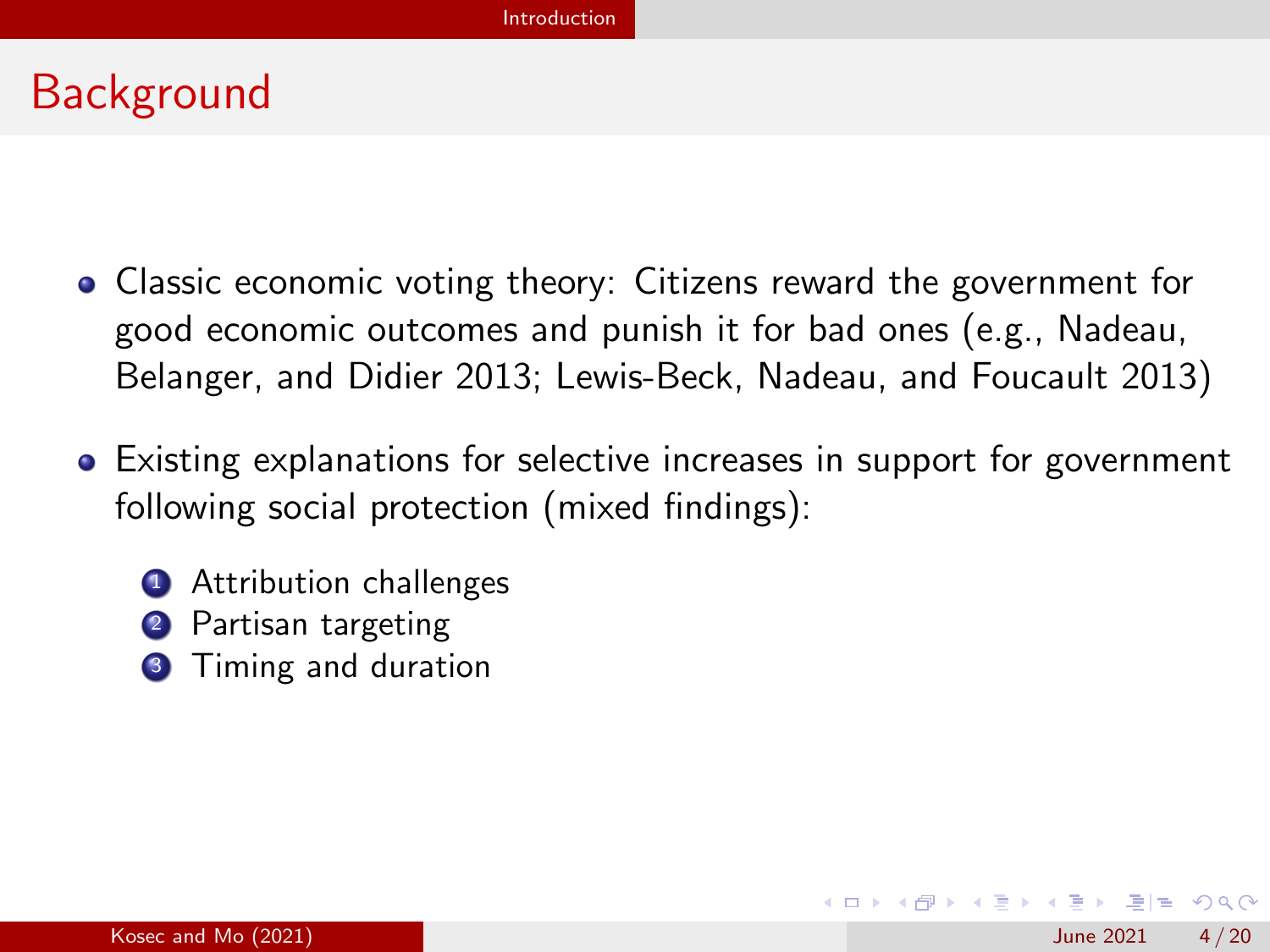# Background

- Classic economic voting theory: Citizens reward the government for good economic outcomes and punish it for bad ones (e.g., Nadeau, Belanger, and Didier 2013; Lewis-Beck, Nadeau, and Foucault 2013)
- Existing explanations for selective increases in support for government following social protection (mixed findings):
  1. Attribution challenges
  2. Partisan targeting
  3. Timing and duration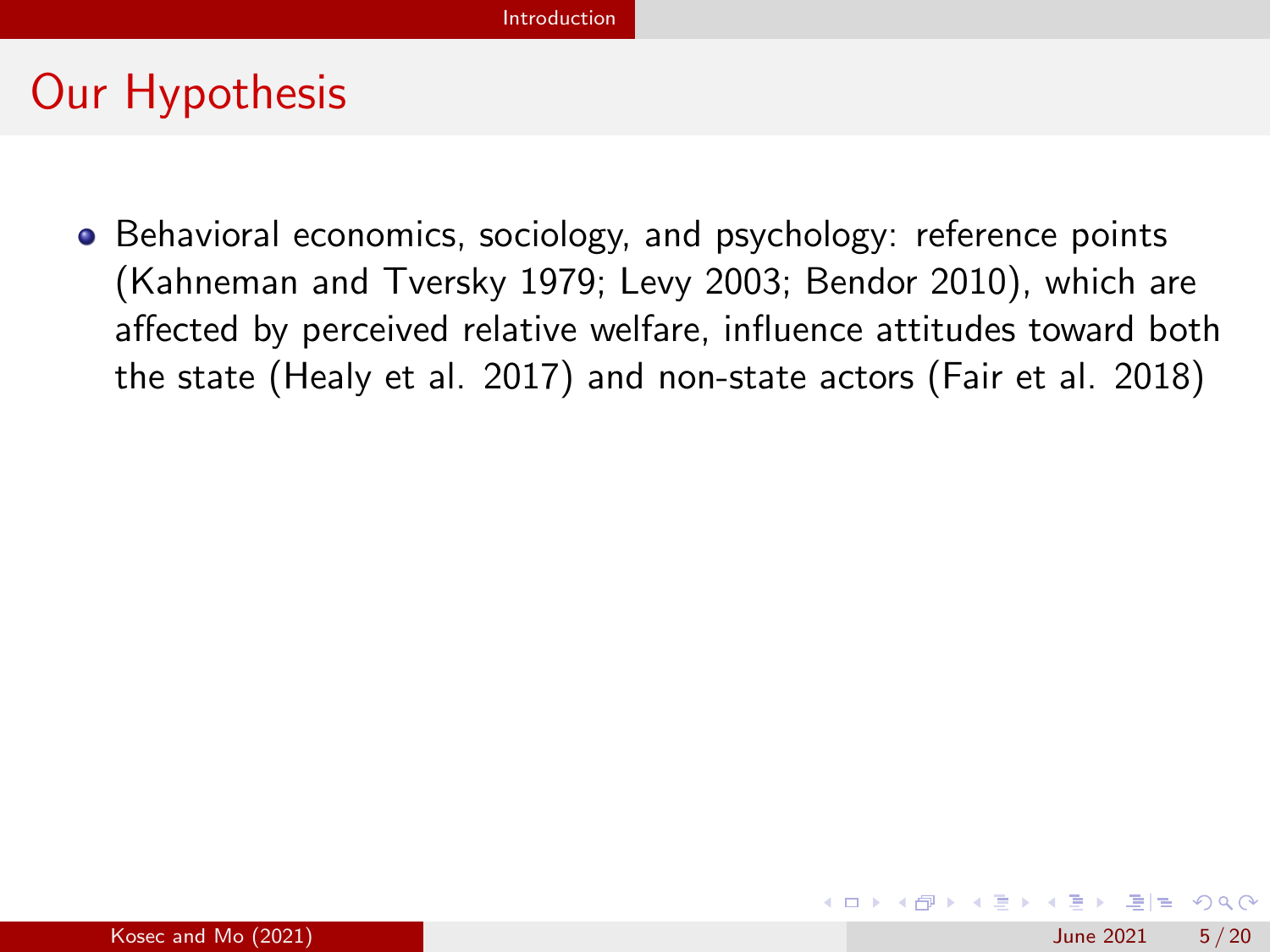# Our Hypothesis

- Behavioral economics, sociology, and psychology: reference points (Kahneman and Tversky 1979; Levy 2003; Bendor 2010), which are affected by perceived relative welfare, influence attitudes toward both the state (Healy et al. 2017) and non-state actors (Fair et al. 2018)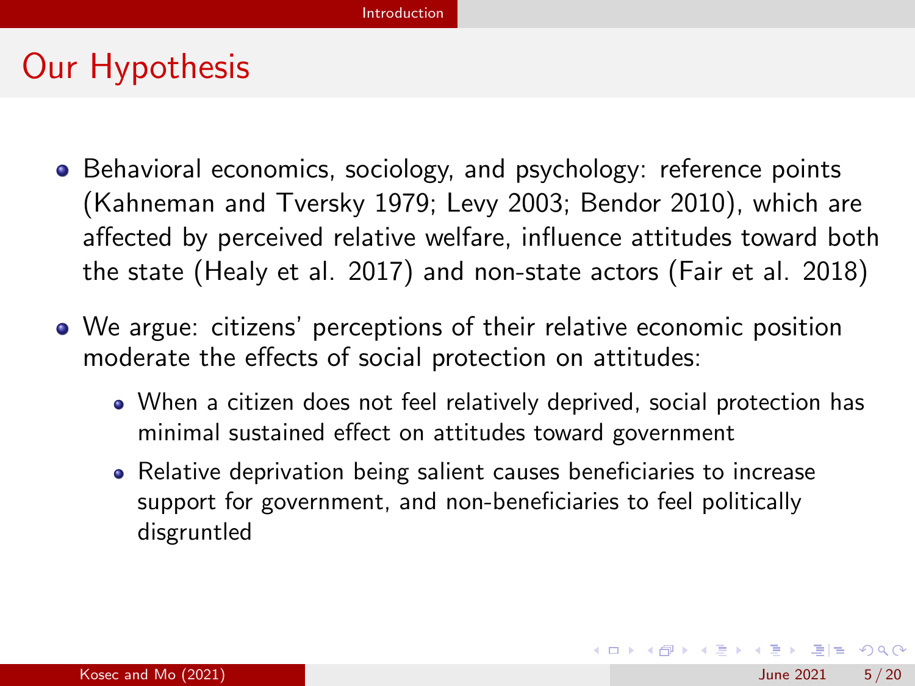# Our Hypothesis

- Behavioral economics, sociology, and psychology: reference points (Kahneman and Tversky 1979; Levy 2003; Bendor 2010), which are affected by perceived relative welfare, influence attitudes toward both the state (Healy et al. 2017) and non-state actors (Fair et al. 2018)
- We argue: citizens' perceptions of their relative economic position moderate the effects of social protection on attitudes:
  - When a citizen does not feel relatively deprived, social protection has minimal sustained effect on attitudes toward government
  - Relative deprivation being salient causes beneficiaries to increase support for government, and non-beneficiaries to feel politically disgruntled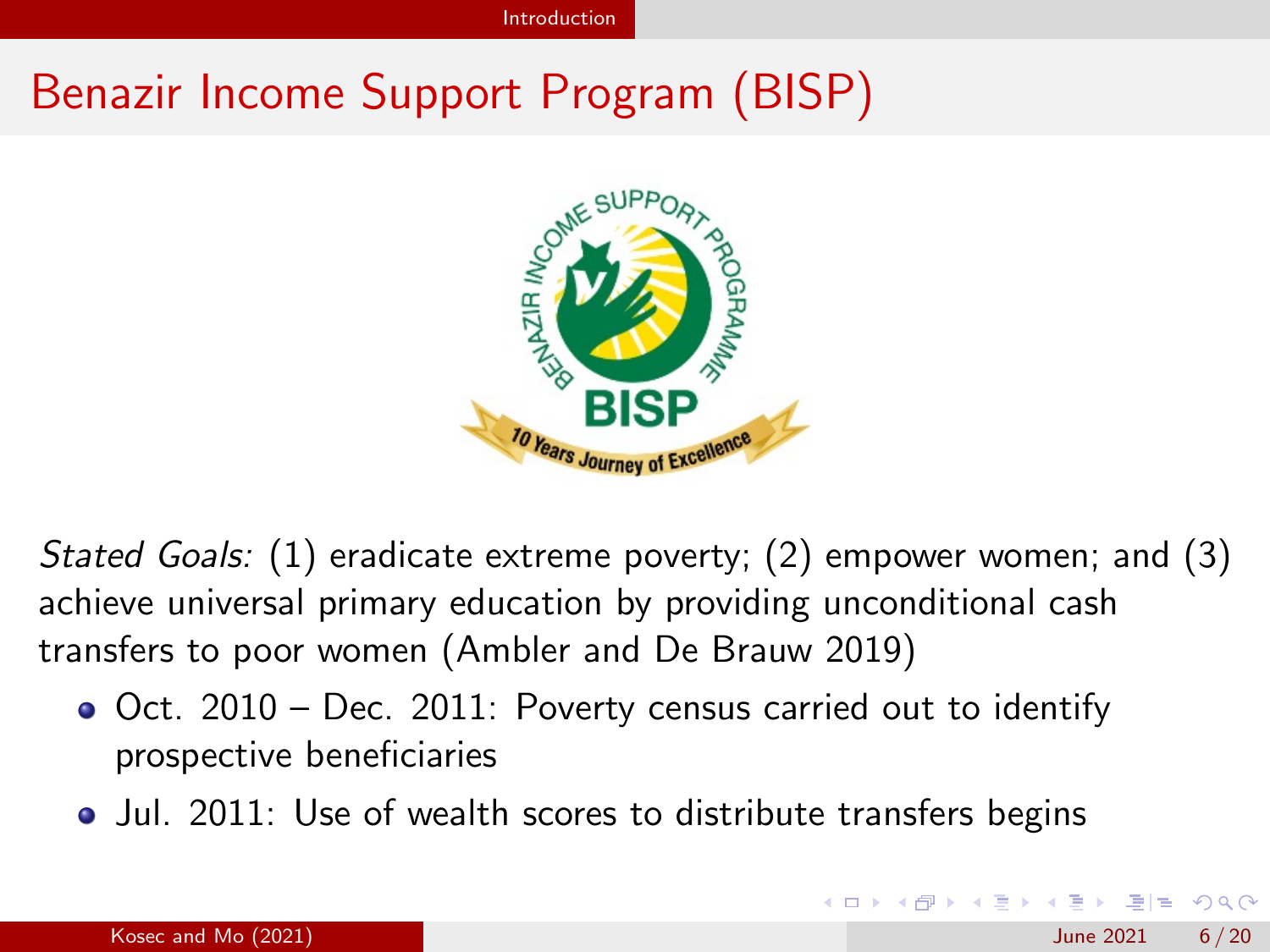# Benazir Income Support Program (BISP)

*Stated Goals:* (1) eradicate extreme poverty; (2) empower women; and (3) achieve universal primary education by providing unconditional cash transfers to poor women (Ambler and De Brauw 2019)

- Oct. 2010 – Dec. 2011: Poverty census carried out to identify prospective beneficiaries
- Jul. 2011: Use of wealth scores to distribute transfers begins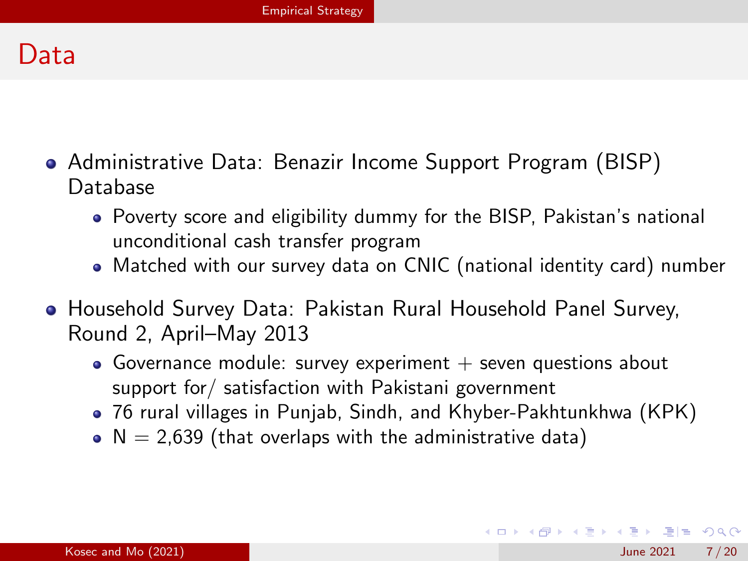# Data

- Administrative Data: Benazir Income Support Program (BISP) Database
  - Poverty score and eligibility dummy for the BISP, Pakistan's national unconditional cash transfer program
  - Matched with our survey data on CNIC (national identity card) number
- Household Survey Data: Pakistan Rural Household Panel Survey, Round 2, April–May 2013
  - Governance module: survey experiment + seven questions about support for/ satisfaction with Pakistani government
  - 76 rural villages in Punjab, Sindh, and Khyber-Pakhtunkhwa (KPK)
  - N = 2,639 (that overlaps with the administrative data)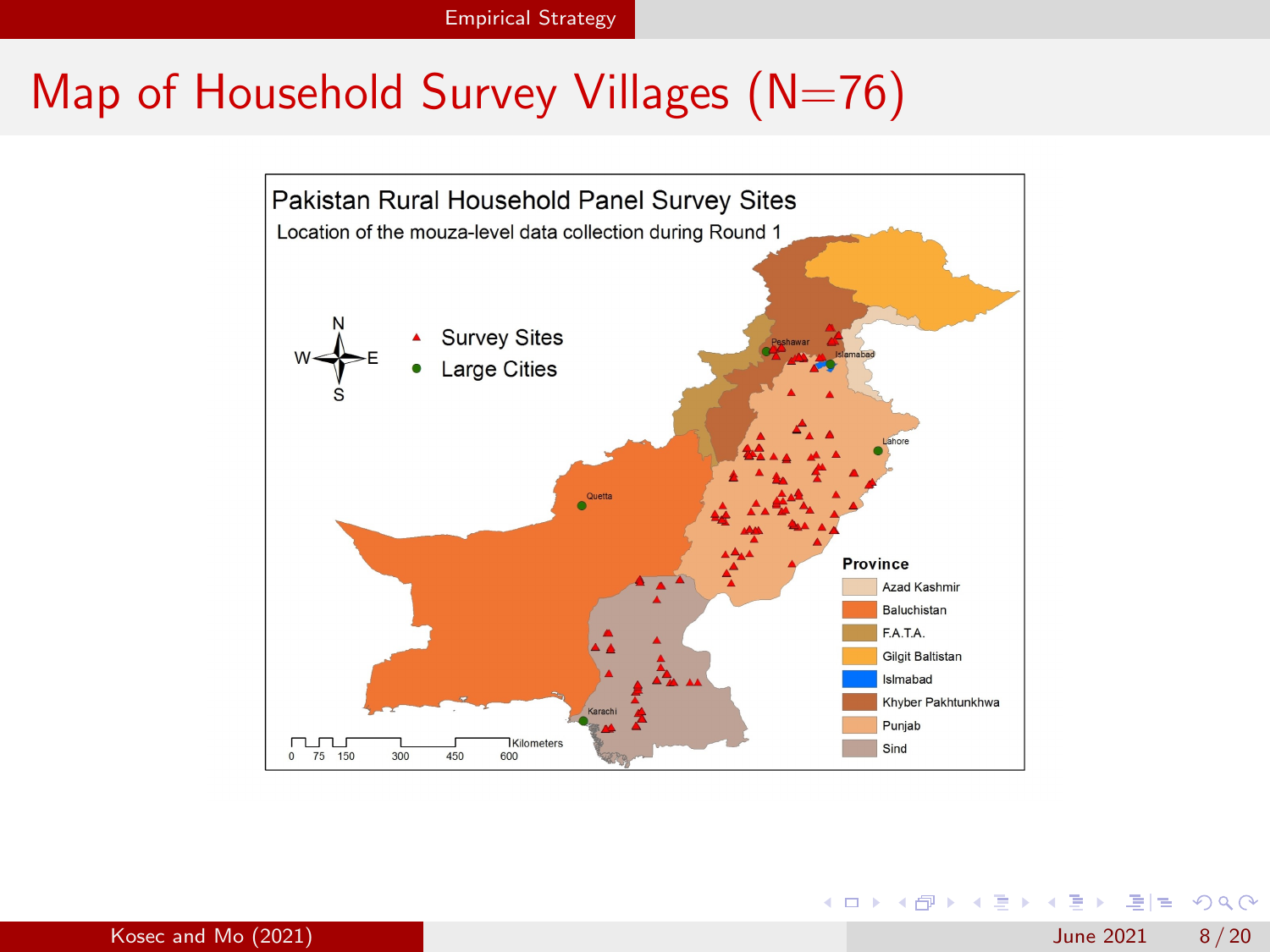# Map of Household Survey Villages (N=76)

Pakistan Rural Household Panel Survey Sites

Location of the mouza-level data collection during Round 1

- Survey Sites
- Large Cities

Peshawar, Islamabad, Lahore, Quetta, Karachi

**Province**

- Azad Kashmir
- Baluchistan
- F.A.T.A.
- Gilgit Baltistan
- Islmabad
- Khyber Pakhtunkhwa
- Punjab
- Sind

0 75 150 300 450 600 Kilometers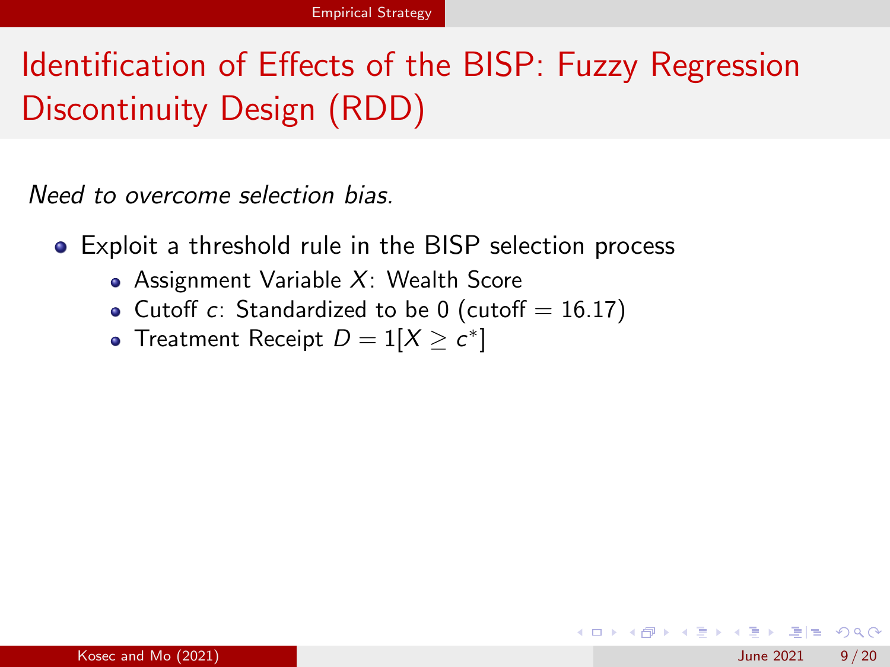# Identification of Effects of the BISP: Fuzzy Regression Discontinuity Design (RDD)

*Need to overcome selection bias.*

- Exploit a threshold rule in the BISP selection process
  - Assignment Variable $X$: Wealth Score
  - Cutoff $c$: Standardized to be 0 (cutoff = 16.17)
  - Treatment Receipt $D = 1[X \geq c^*]$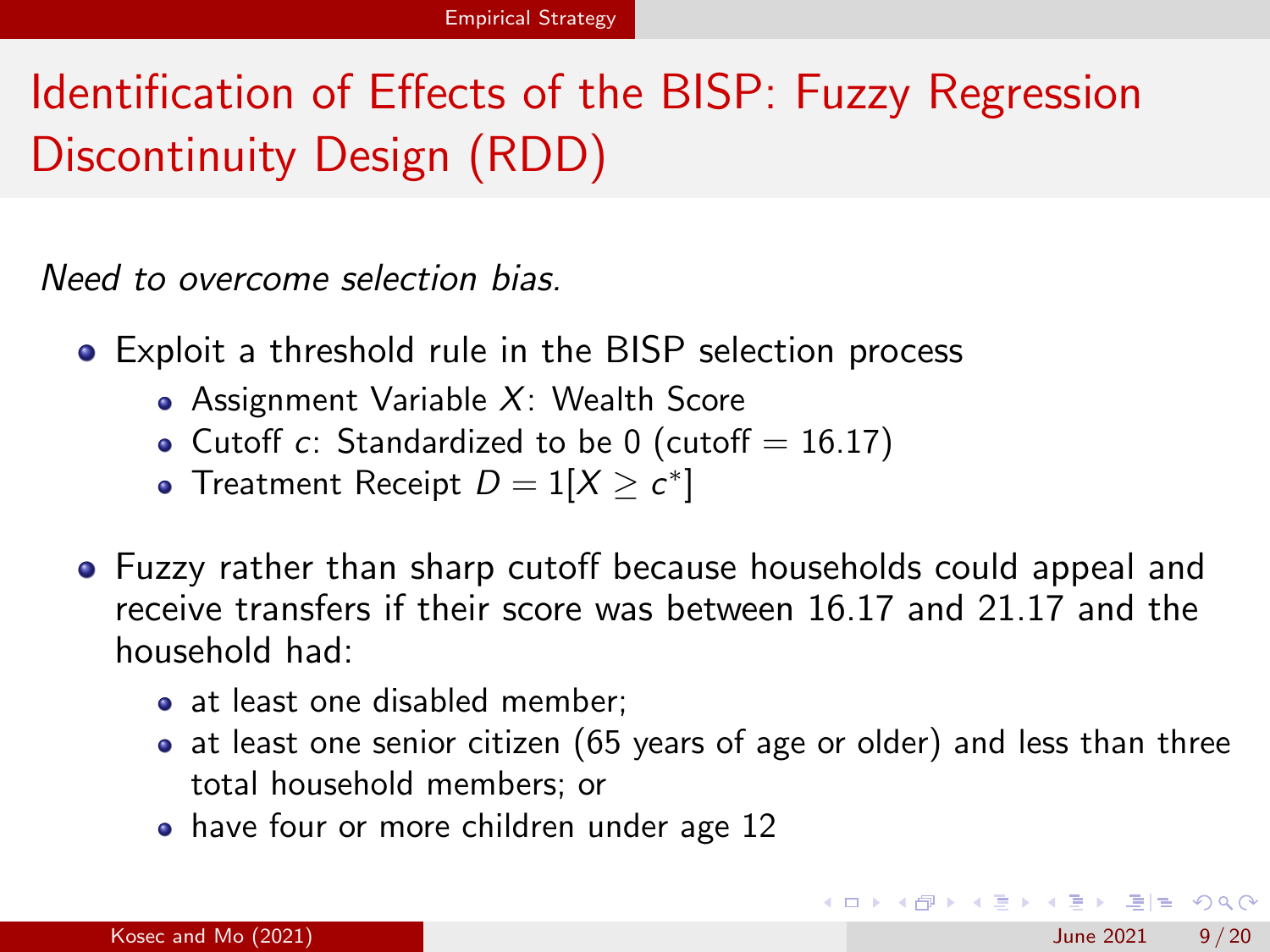# Identification of Effects of the BISP: Fuzzy Regression Discontinuity Design (RDD)

*Need to overcome selection bias.*

- Exploit a threshold rule in the BISP selection process
  - Assignment Variable $X$: Wealth Score
  - Cutoff $c$: Standardized to be 0 (cutoff $= 16.17$)
  - Treatment Receipt $D = 1[X \geq c^*]$
- Fuzzy rather than sharp cutoff because households could appeal and receive transfers if their score was between 16.17 and 21.17 and the household had:
  - at least one disabled member;
  - at least one senior citizen (65 years of age or older) and less than three total household members; or
  - have four or more children under age 12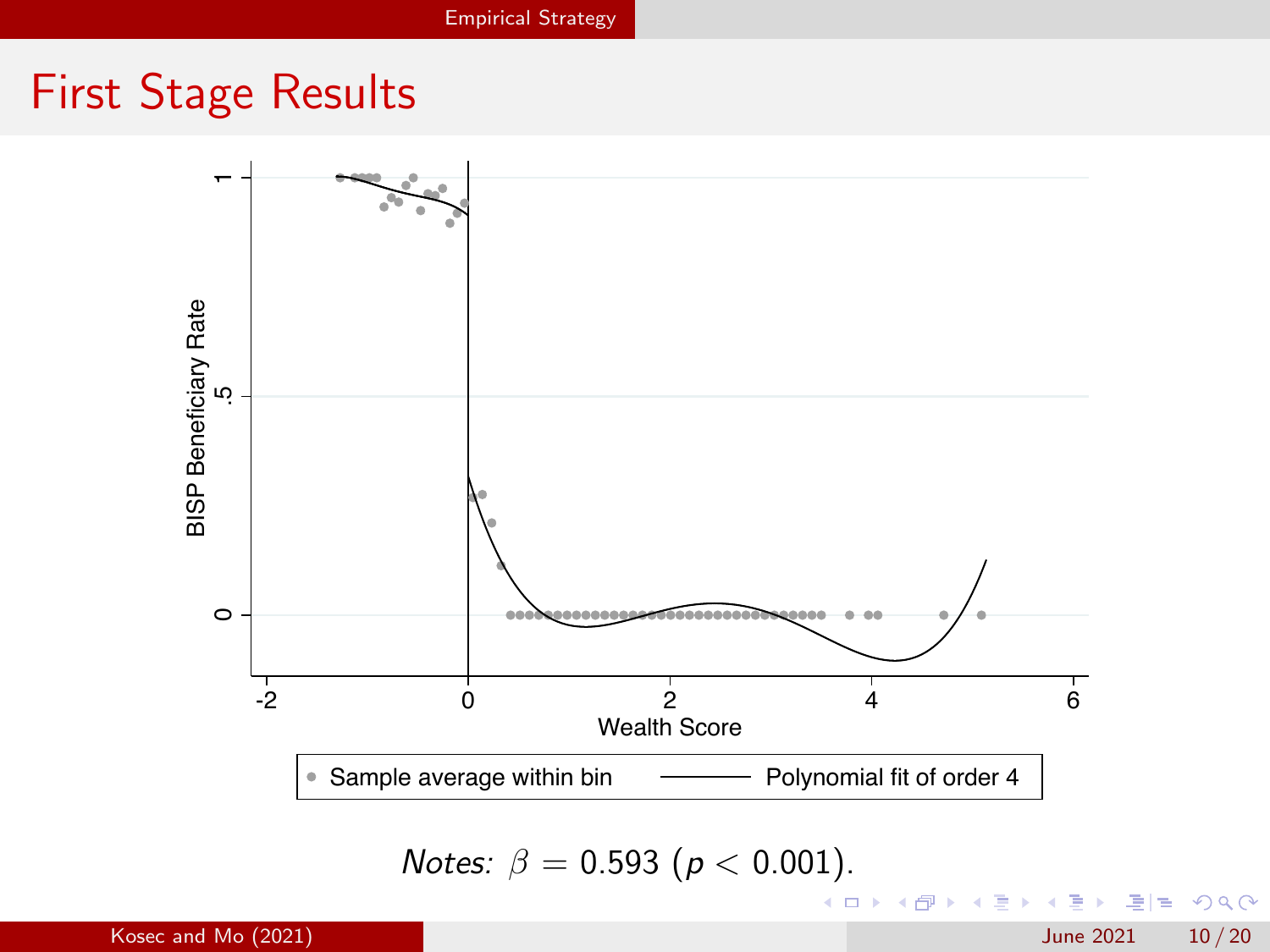## First Stage Results

*Notes:* $\beta = 0.593$ ($p < 0.001$).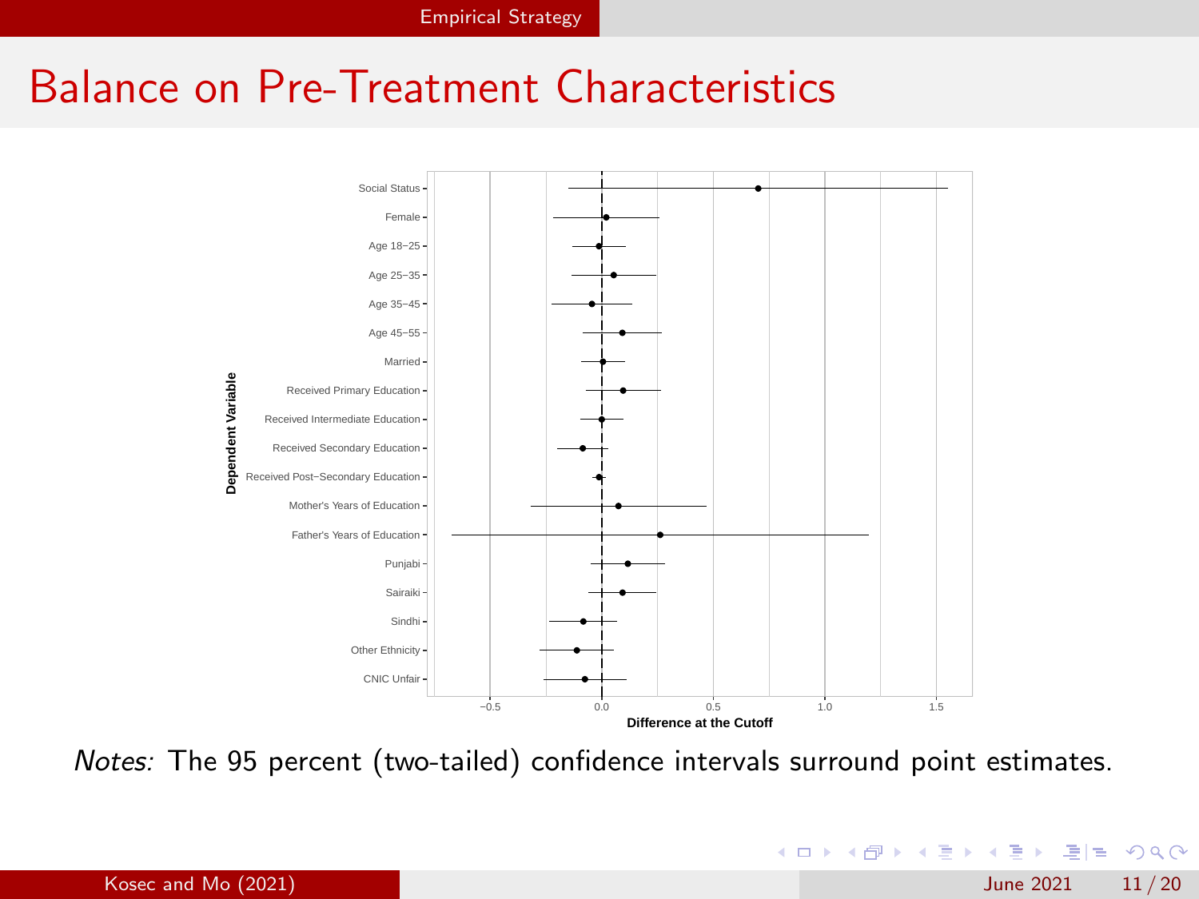# Balance on Pre-Treatment Characteristics

*Notes:* The 95 percent (two-tailed) confidence intervals surround point estimates.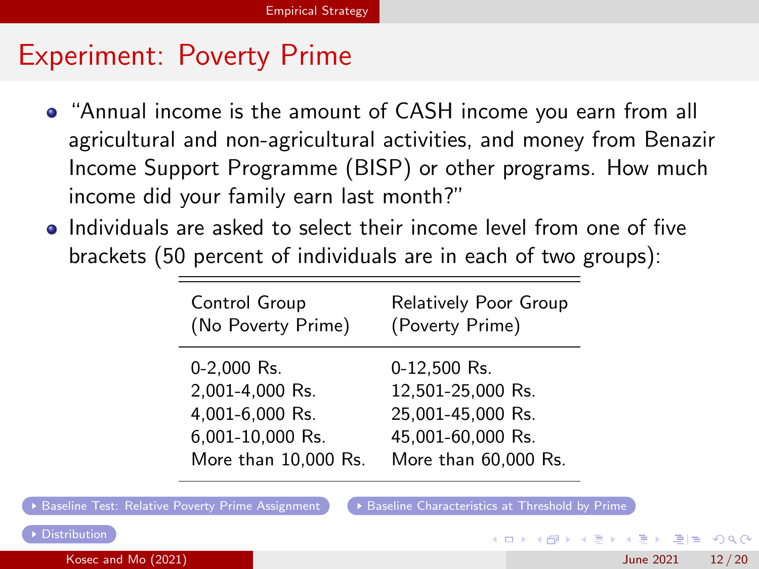# Experiment: Poverty Prime

- "Annual income is the amount of CASH income you earn from all agricultural and non-agricultural activities, and money from Benazir Income Support Programme (BISP) or other programs. How much income did your family earn last month?"
- Individuals are asked to select their income level from one of five brackets (50 percent of individuals are in each of two groups):

| Control Group (No Poverty Prime) | Relatively Poor Group (Poverty Prime) |
|---|---|
| 0-2,000 Rs. | 0-12,500 Rs. |
| 2,001-4,000 Rs. | 12,501-25,000 Rs. |
| 4,001-6,000 Rs. | 25,001-45,000 Rs. |
| 6,001-10,000 Rs. | 45,001-60,000 Rs. |
| More than 10,000 Rs. | More than 60,000 Rs. |

Baseline Test: Relative Poverty Prime Assignment

Baseline Characteristics at Threshold by Prime

Distribution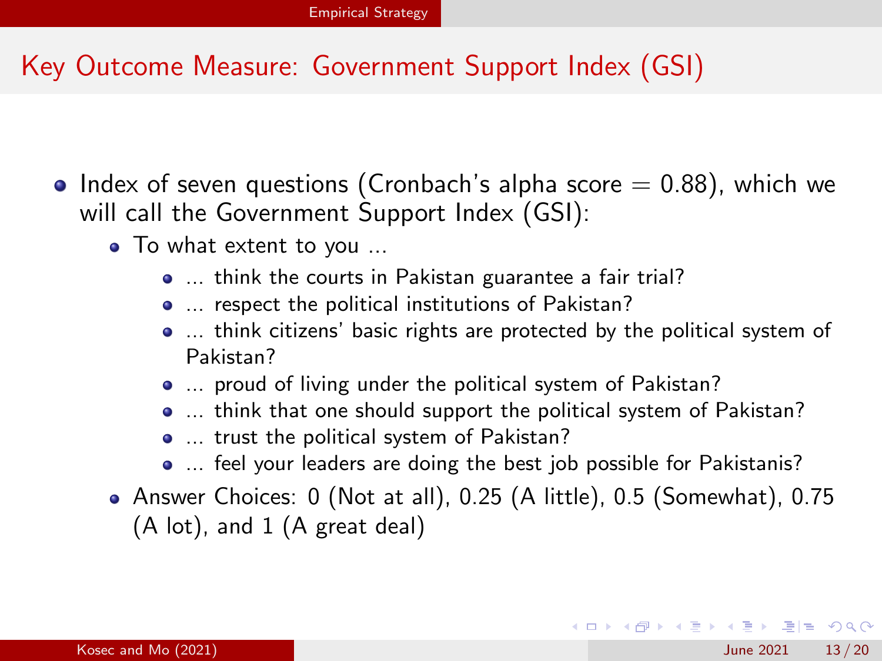# Key Outcome Measure: Government Support Index (GSI)

- Index of seven questions (Cronbach's alpha score = 0.88), which we will call the Government Support Index (GSI):
  - To what extent to you ...
    - ... think the courts in Pakistan guarantee a fair trial?
    - ... respect the political institutions of Pakistan?
    - ... think citizens' basic rights are protected by the political system of Pakistan?
    - ... proud of living under the political system of Pakistan?
    - ... think that one should support the political system of Pakistan?
    - ... trust the political system of Pakistan?
    - ... feel your leaders are doing the best job possible for Pakistanis?
  - Answer Choices: 0 (Not at all), 0.25 (A little), 0.5 (Somewhat), 0.75 (A lot), and 1 (A great deal)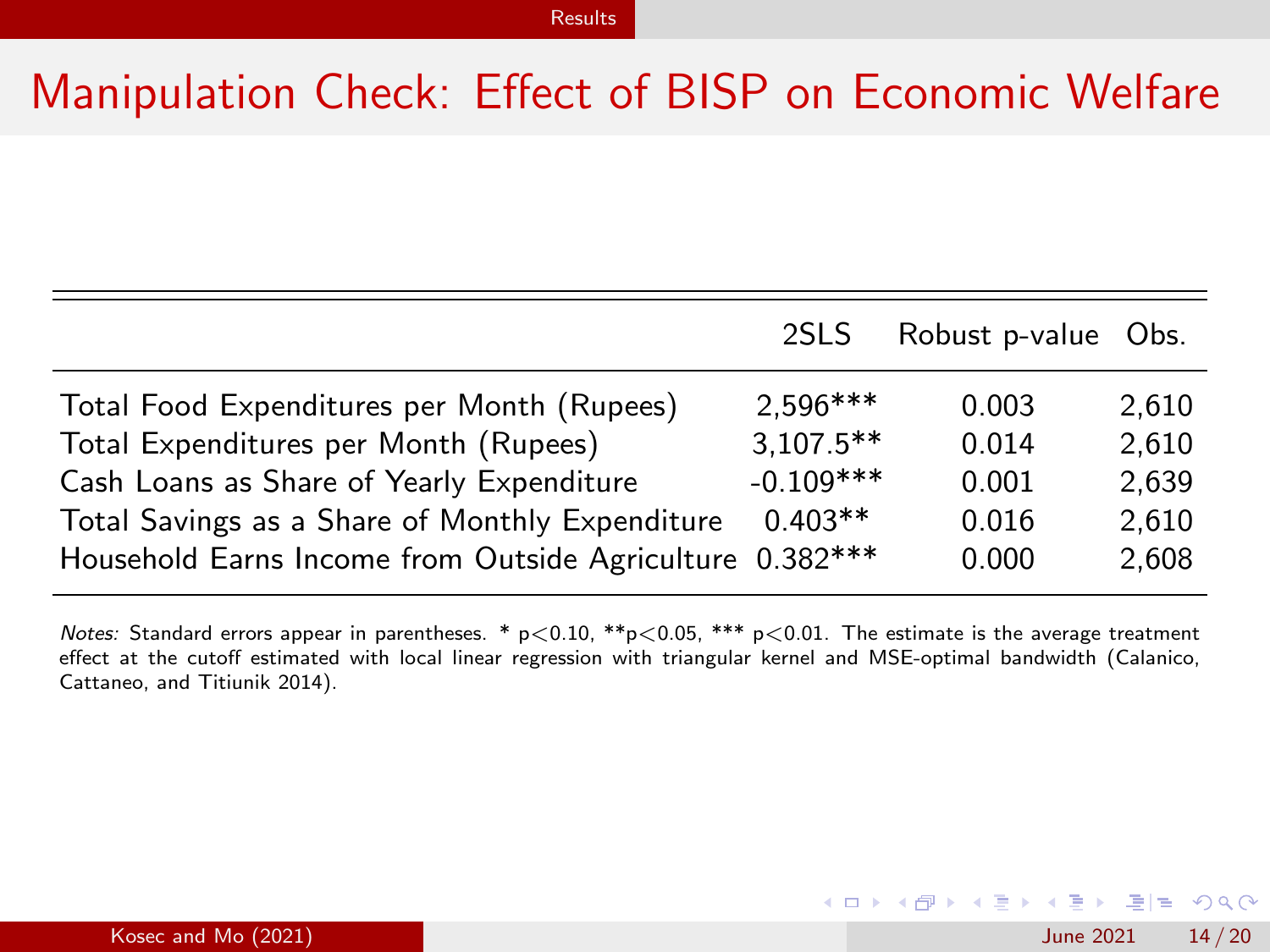# Manipulation Check: Effect of BISP on Economic Welfare

| | 2SLS | Robust p-value | Obs. |
|---|---|---|---|
| Total Food Expenditures per Month (Rupees) | 2,596*** | 0.003 | 2,610 |
| Total Expenditures per Month (Rupees) | 3,107.5** | 0.014 | 2,610 |
| Cash Loans as Share of Yearly Expenditure | -0.109*** | 0.001 | 2,639 |
| Total Savings as a Share of Monthly Expenditure | 0.403** | 0.016 | 2,610 |
| Household Earns Income from Outside Agriculture | 0.382*** | 0.000 | 2,608 |

*Notes:* Standard errors appear in parentheses. * $p<0.10$, ** $p<0.05$, *** $p<0.01$. The estimate is the average treatment effect at the cutoff estimated with local linear regression with triangular kernel and MSE-optimal bandwidth (Calanico, Cattaneo, and Titiunik 2014).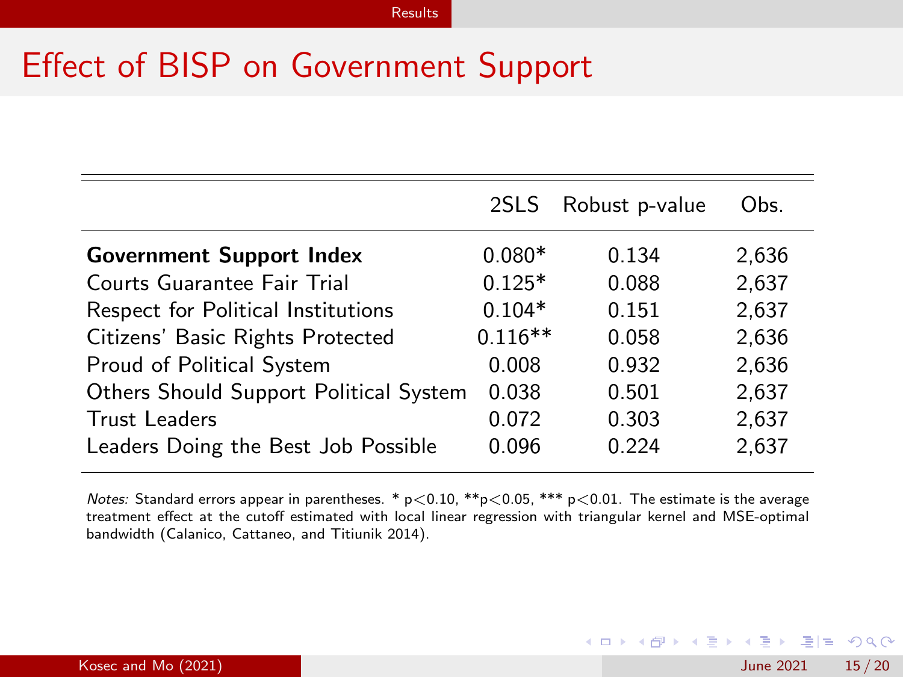# Effect of BISP on Government Support

| | 2SLS | Robust p-value | Obs. |
|---|---|---|---|
| **Government Support Index** | 0.080* | 0.134 | 2,636 |
| Courts Guarantee Fair Trial | 0.125* | 0.088 | 2,637 |
| Respect for Political Institutions | 0.104* | 0.151 | 2,637 |
| Citizens' Basic Rights Protected | 0.116** | 0.058 | 2,636 |
| Proud of Political System | 0.008 | 0.932 | 2,636 |
| Others Should Support Political System | 0.038 | 0.501 | 2,637 |
| Trust Leaders | 0.072 | 0.303 | 2,637 |
| Leaders Doing the Best Job Possible | 0.096 | 0.224 | 2,637 |

*Notes:* Standard errors appear in parentheses. * $p<0.10$, ** $p<0.05$, *** $p<0.01$. The estimate is the average treatment effect at the cutoff estimated with local linear regression with triangular kernel and MSE-optimal bandwidth (Calanico, Cattaneo, and Titiunik 2014).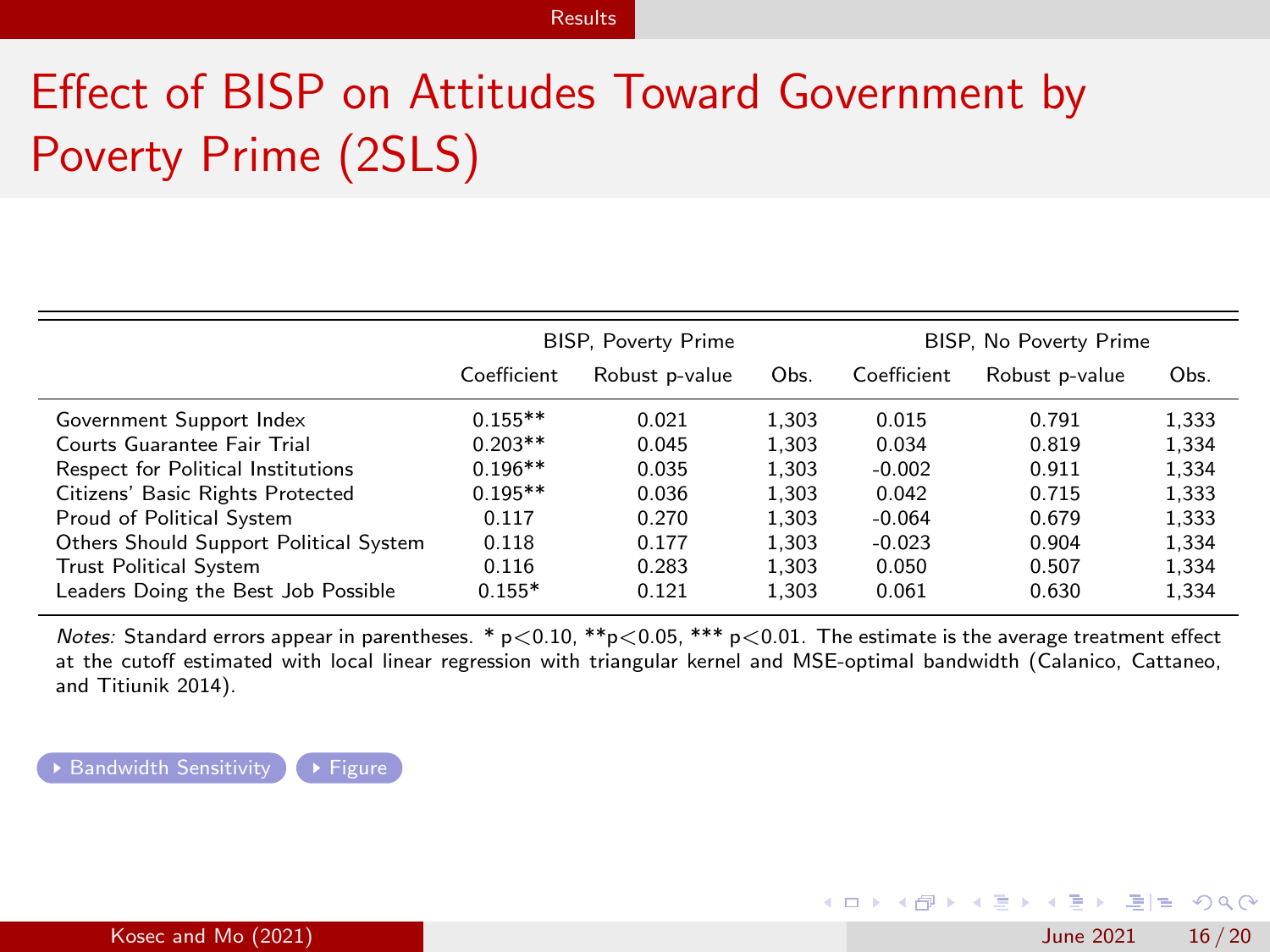# Effect of BISP on Attitudes Toward Government by Poverty Prime (2SLS)

| | BISP, Poverty Prime | | | BISP, No Poverty Prime | | |
|---|---|---|---|---|---|---|
| | Coefficient | Robust p-value | Obs. | Coefficient | Robust p-value | Obs. |
| Government Support Index | 0.155** | 0.021 | 1,303 | 0.015 | 0.791 | 1,333 |
| Courts Guarantee Fair Trial | 0.203** | 0.045 | 1,303 | 0.034 | 0.819 | 1,334 |
| Respect for Political Institutions | 0.196** | 0.035 | 1,303 | -0.002 | 0.911 | 1,334 |
| Citizens' Basic Rights Protected | 0.195** | 0.036 | 1,303 | 0.042 | 0.715 | 1,333 |
| Proud of Political System | 0.117 | 0.270 | 1,303 | -0.064 | 0.679 | 1,333 |
| Others Should Support Political System | 0.118 | 0.177 | 1,303 | -0.023 | 0.904 | 1,334 |
| Trust Political System | 0.116 | 0.283 | 1,303 | 0.050 | 0.507 | 1,334 |
| Leaders Doing the Best Job Possible | 0.155* | 0.121 | 1,303 | 0.061 | 0.630 | 1,334 |

*Notes:* Standard errors appear in parentheses. * $p<0.10$, ** $p<0.05$, *** $p<0.01$. The estimate is the average treatment effect at the cutoff estimated with local linear regression with triangular kernel and MSE-optimal bandwidth (Calanico, Cattaneo, and Titiunik 2014).

Bandwidth Sensitivity | Figure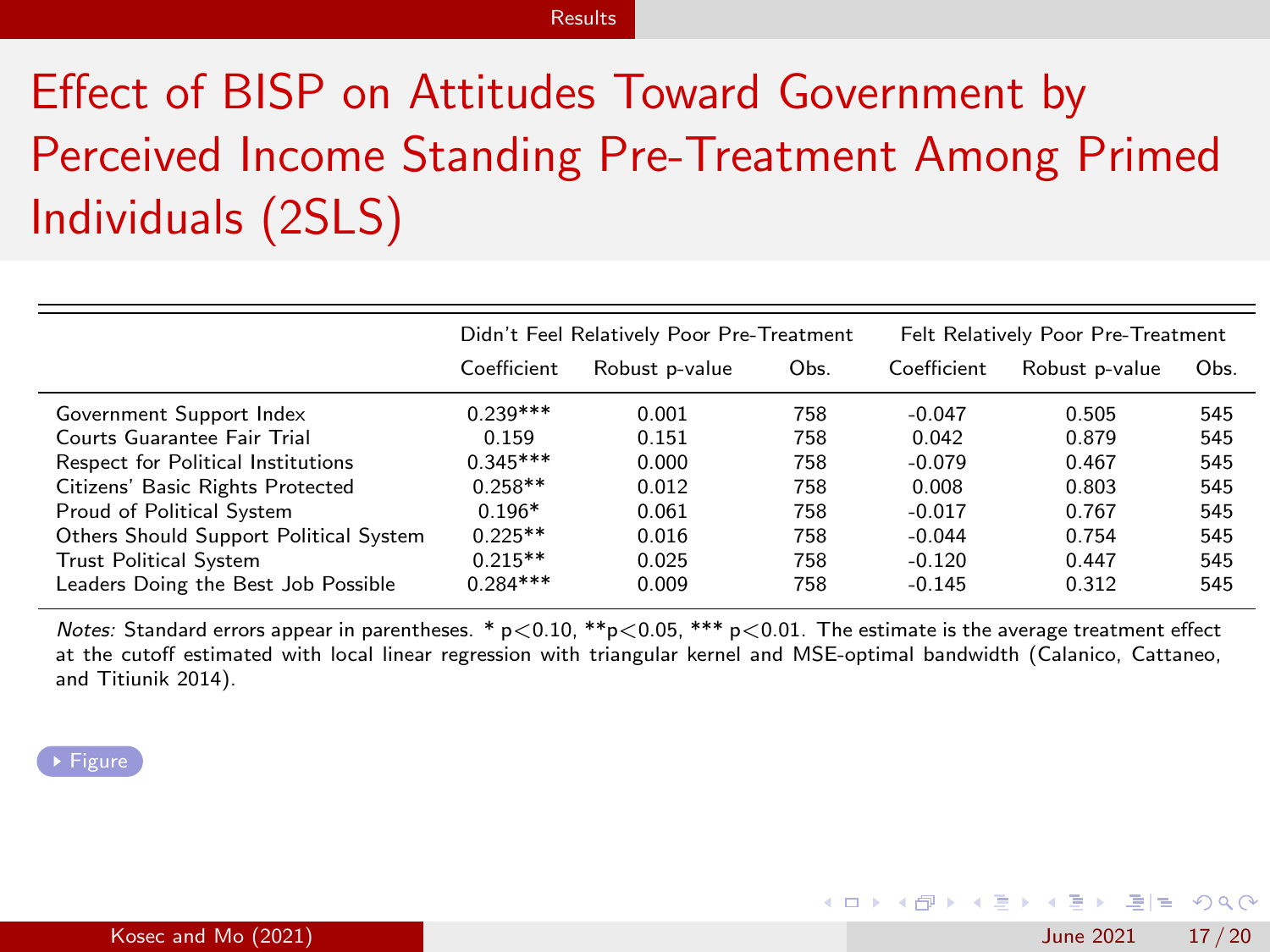# Effect of BISP on Attitudes Toward Government by Perceived Income Standing Pre-Treatment Among Primed Individuals (2SLS)

| | Didn't Feel Relatively Poor Pre-Treatment | | | Felt Relatively Poor Pre-Treatment | | |
|---|---|---|---|---|---|---|
| | Coefficient | Robust p-value | Obs. | Coefficient | Robust p-value | Obs. |
| Government Support Index | 0.239*** | 0.001 | 758 | -0.047 | 0.505 | 545 |
| Courts Guarantee Fair Trial | 0.159 | 0.151 | 758 | 0.042 | 0.879 | 545 |
| Respect for Political Institutions | 0.345*** | 0.000 | 758 | -0.079 | 0.467 | 545 |
| Citizens' Basic Rights Protected | 0.258** | 0.012 | 758 | 0.008 | 0.803 | 545 |
| Proud of Political System | 0.196* | 0.061 | 758 | -0.017 | 0.767 | 545 |
| Others Should Support Political System | 0.225** | 0.016 | 758 | -0.044 | 0.754 | 545 |
| Trust Political System | 0.215** | 0.025 | 758 | -0.120 | 0.447 | 545 |
| Leaders Doing the Best Job Possible | 0.284*** | 0.009 | 758 | -0.145 | 0.312 | 545 |

*Notes:* Standard errors appear in parentheses. * $p<0.10$, ** $p<0.05$, *** $p<0.01$. The estimate is the average treatment effect at the cutoff estimated with local linear regression with triangular kernel and MSE-optimal bandwidth (Calanico, Cattaneo, and Titiunik 2014).

Figure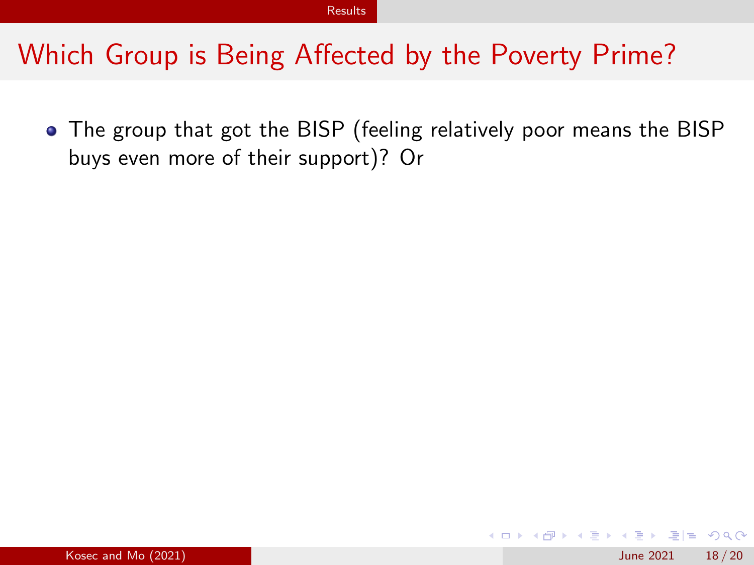# Which Group is Being Affected by the Poverty Prime?

- The group that got the BISP (feeling relatively poor means the BISP buys even more of their support)? Or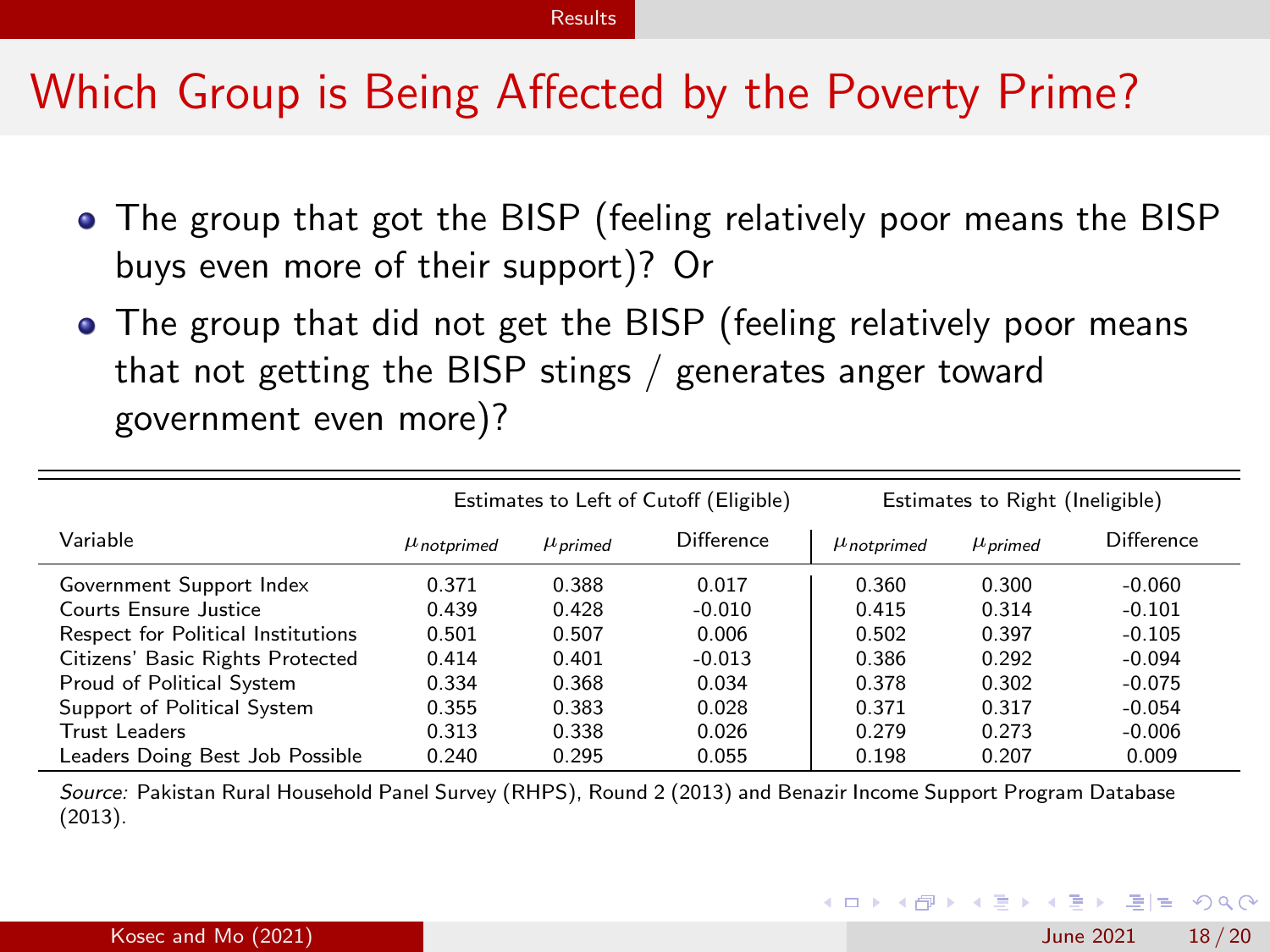# Which Group is Being Affected by the Poverty Prime?

- The group that got the BISP (feeling relatively poor means the BISP buys even more of their support)? Or
- The group that did not get the BISP (feeling relatively poor means that not getting the BISP stings / generates anger toward government even more)?

| Variable | Estimates to Left of Cutoff (Eligible) | | | Estimates to Right (Ineligible) | | |
|---|---|---|---|---|---|---|
| | $\mu_{notprimed}$ | $\mu_{primed}$ | Difference | $\mu_{notprimed}$ | $\mu_{primed}$ | Difference |
| Government Support Index | 0.371 | 0.388 | 0.017 | 0.360 | 0.300 | -0.060 |
| Courts Ensure Justice | 0.439 | 0.428 | -0.010 | 0.415 | 0.314 | -0.101 |
| Respect for Political Institutions | 0.501 | 0.507 | 0.006 | 0.502 | 0.397 | -0.105 |
| Citizens' Basic Rights Protected | 0.414 | 0.401 | -0.013 | 0.386 | 0.292 | -0.094 |
| Proud of Political System | 0.334 | 0.368 | 0.034 | 0.378 | 0.302 | -0.075 |
| Support of Political System | 0.355 | 0.383 | 0.028 | 0.371 | 0.317 | -0.054 |
| Trust Leaders | 0.313 | 0.338 | 0.026 | 0.279 | 0.273 | -0.006 |
| Leaders Doing Best Job Possible | 0.240 | 0.295 | 0.055 | 0.198 | 0.207 | 0.009 |

*Source:* Pakistan Rural Household Panel Survey (RHPS), Round 2 (2013) and Benazir Income Support Program Database (2013).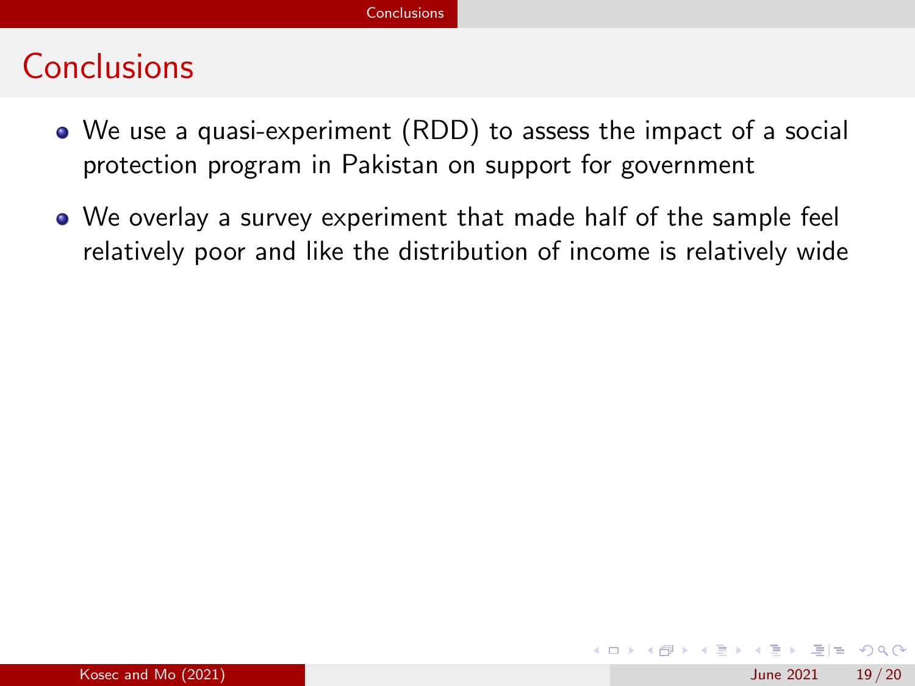# Conclusions

- We use a quasi-experiment (RDD) to assess the impact of a social protection program in Pakistan on support for government
- We overlay a survey experiment that made half of the sample feel relatively poor and like the distribution of income is relatively wide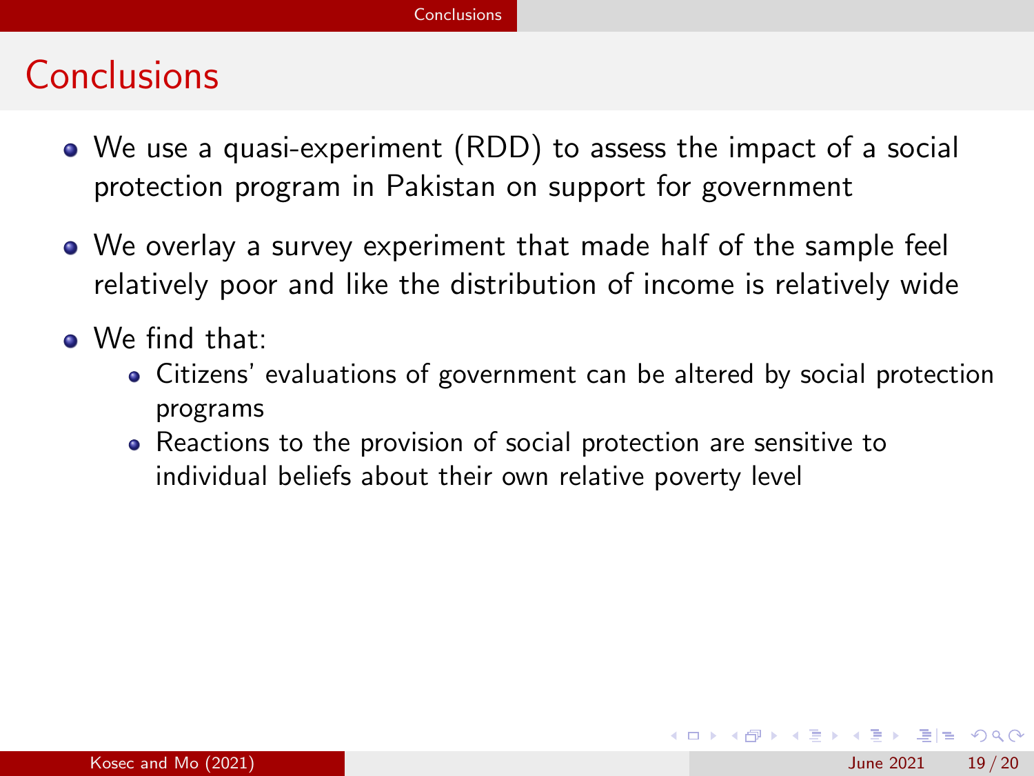# Conclusions

- We use a quasi-experiment (RDD) to assess the impact of a social protection program in Pakistan on support for government
- We overlay a survey experiment that made half of the sample feel relatively poor and like the distribution of income is relatively wide
- We find that:
  - Citizens' evaluations of government can be altered by social protection programs
  - Reactions to the provision of social protection are sensitive to individual beliefs about their own relative poverty level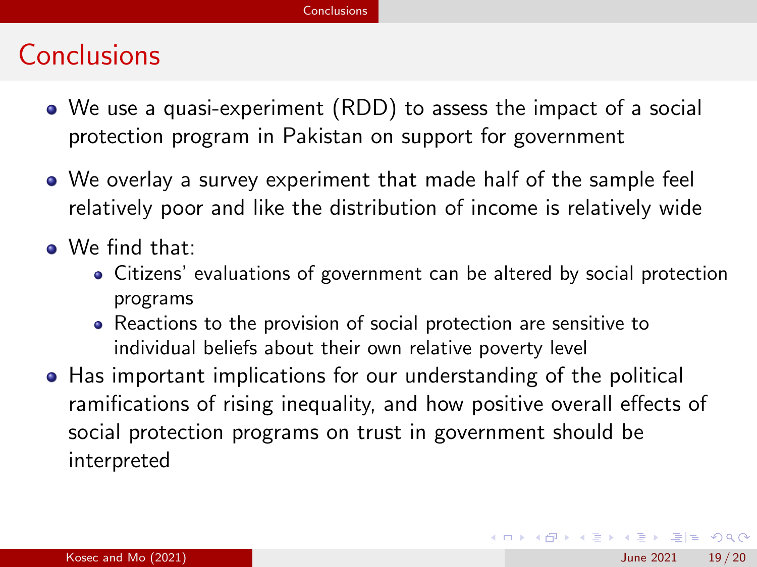# Conclusions

- We use a quasi-experiment (RDD) to assess the impact of a social protection program in Pakistan on support for government
- We overlay a survey experiment that made half of the sample feel relatively poor and like the distribution of income is relatively wide
- We find that:
  - Citizens' evaluations of government can be altered by social protection programs
  - Reactions to the provision of social protection are sensitive to individual beliefs about their own relative poverty level
- Has important implications for our understanding of the political ramifications of rising inequality, and how positive overall effects of social protection programs on trust in government should be interpreted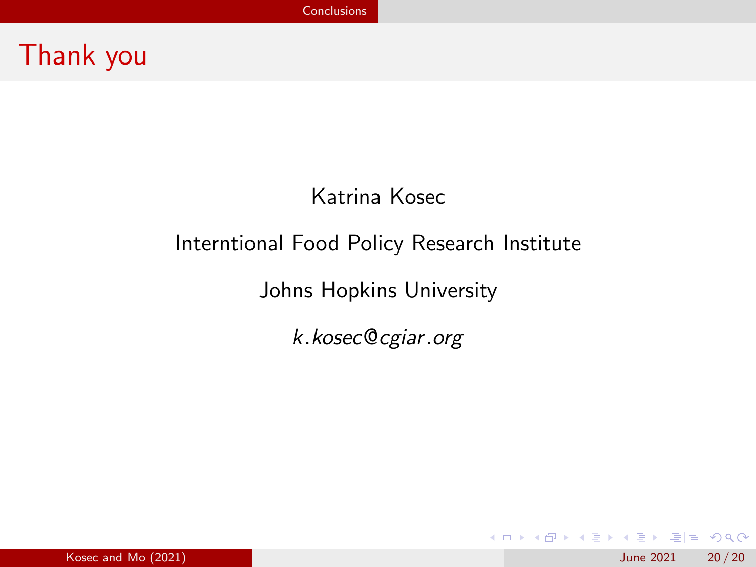# Thank you

Katrina Kosec

Interntional Food Policy Research Institute

Johns Hopkins University

*k.kosec@cgiar.org*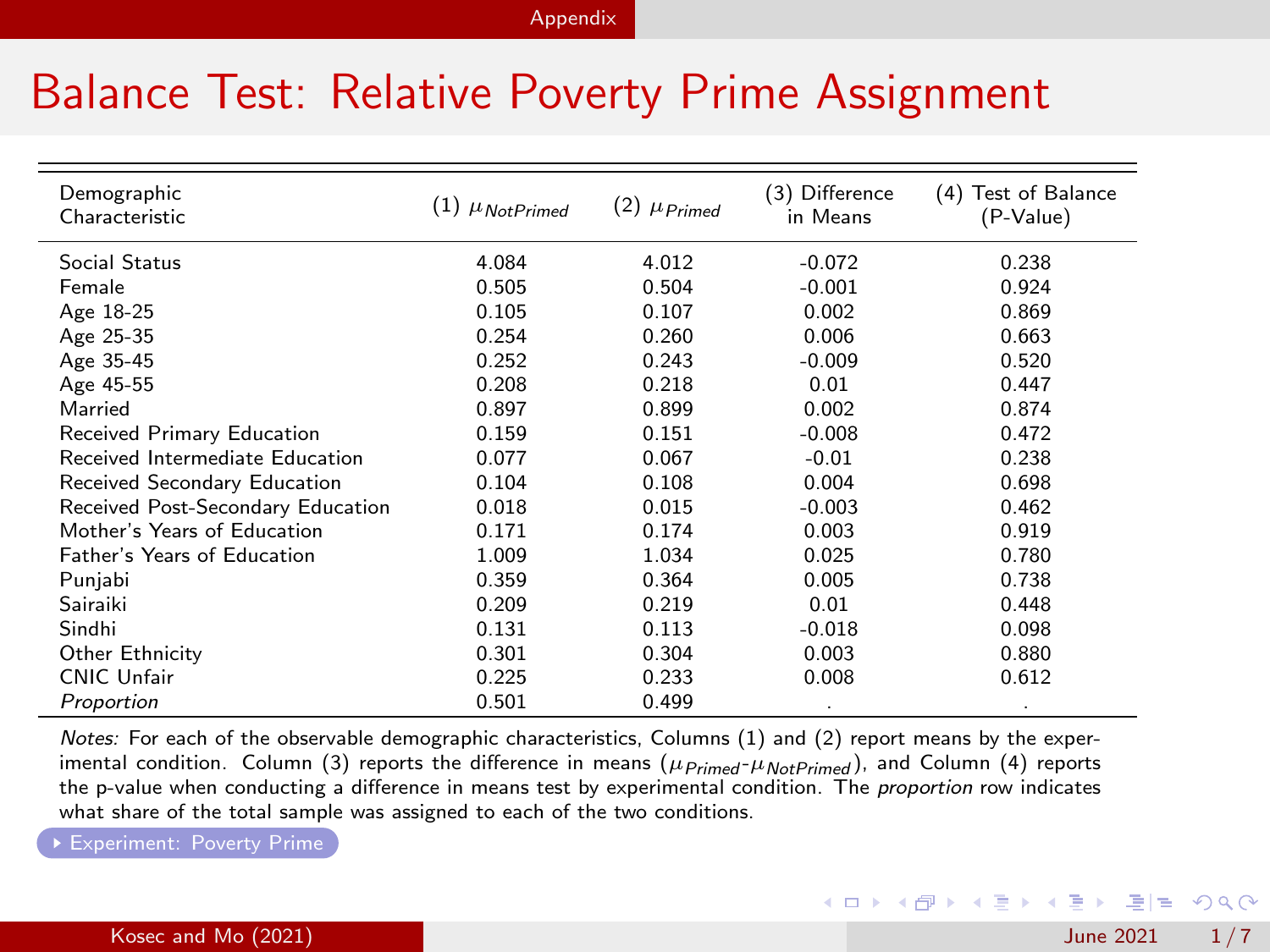# Balance Test: Relative Poverty Prime Assignment

| Demographic Characteristic | (1) $\mu_{NotPrimed}$ | (2) $\mu_{Primed}$ | (3) Difference in Means | (4) Test of Balance (P-Value) |
|---|---|---|---|---|
| Social Status | 4.084 | 4.012 | -0.072 | 0.238 |
| Female | 0.505 | 0.504 | -0.001 | 0.924 |
| Age 18-25 | 0.105 | 0.107 | 0.002 | 0.869 |
| Age 25-35 | 0.254 | 0.260 | 0.006 | 0.663 |
| Age 35-45 | 0.252 | 0.243 | -0.009 | 0.520 |
| Age 45-55 | 0.208 | 0.218 | 0.01 | 0.447 |
| Married | 0.897 | 0.899 | 0.002 | 0.874 |
| Received Primary Education | 0.159 | 0.151 | -0.008 | 0.472 |
| Received Intermediate Education | 0.077 | 0.067 | -0.01 | 0.238 |
| Received Secondary Education | 0.104 | 0.108 | 0.004 | 0.698 |
| Received Post-Secondary Education | 0.018 | 0.015 | -0.003 | 0.462 |
| Mother's Years of Education | 0.171 | 0.174 | 0.003 | 0.919 |
| Father's Years of Education | 1.009 | 1.034 | 0.025 | 0.780 |
| Punjabi | 0.359 | 0.364 | 0.005 | 0.738 |
| Sairaiki | 0.209 | 0.219 | 0.01 | 0.448 |
| Sindhi | 0.131 | 0.113 | -0.018 | 0.098 |
| Other Ethnicity | 0.301 | 0.304 | 0.003 | 0.880 |
| CNIC Unfair | 0.225 | 0.233 | 0.008 | 0.612 |
| *Proportion* | 0.501 | 0.499 | . | . |

*Notes:* For each of the observable demographic characteristics, Columns (1) and (2) report means by the experimental condition. Column (3) reports the difference in means ($\mu_{Primed}$-$\mu_{NotPrimed}$), and Column (4) reports the p-value when conducting a difference in means test by experimental condition. The *proportion* row indicates what share of the total sample was assigned to each of the two conditions.

Experiment: Poverty Prime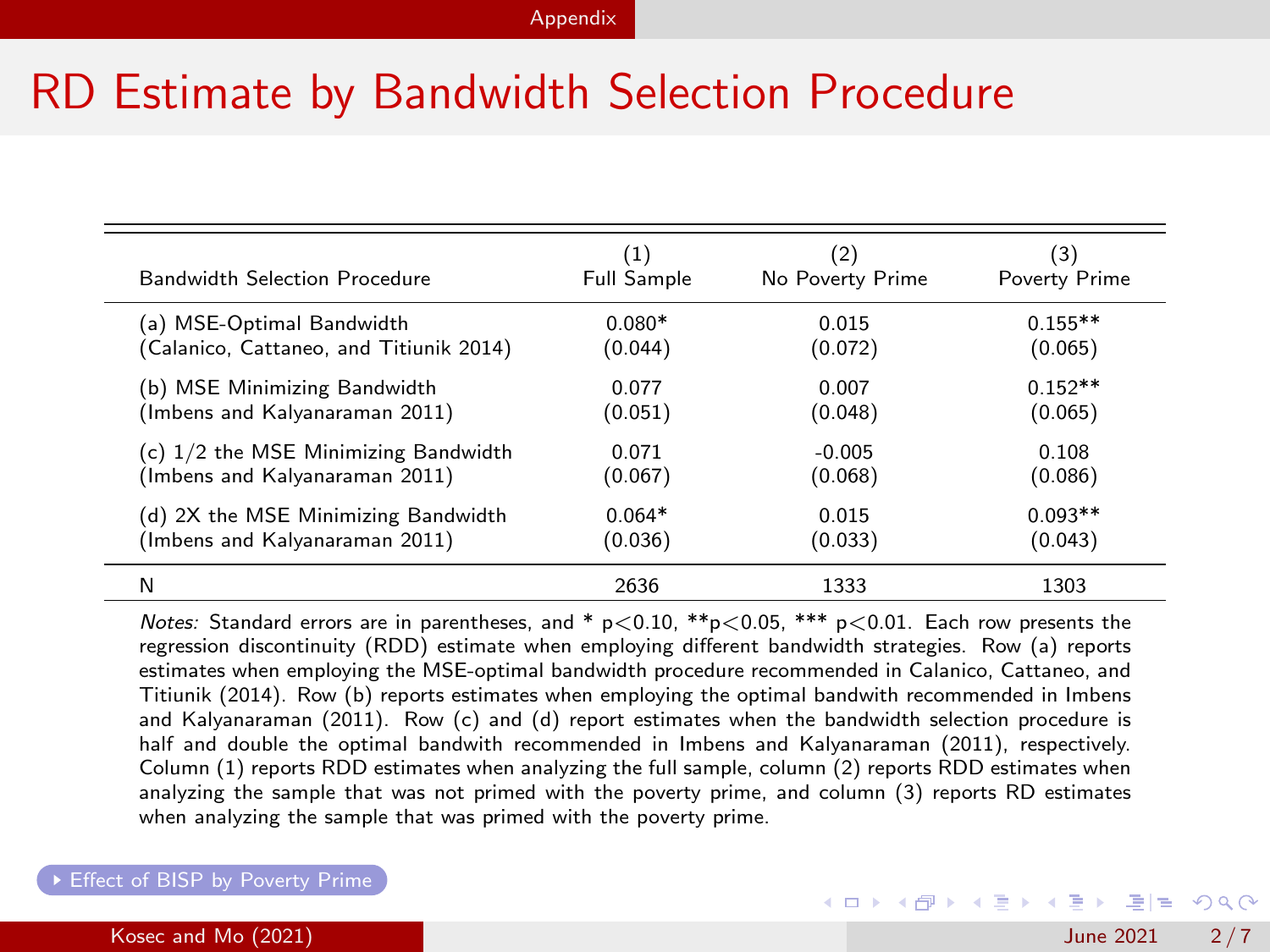# RD Estimate by Bandwidth Selection Procedure

| Bandwidth Selection Procedure | (1) Full Sample | (2) No Poverty Prime | (3) Poverty Prime |
|---|---|---|---|
| (a) MSE-Optimal Bandwidth | 0.080* | 0.015 | 0.155** |
| (Calanico, Cattaneo, and Titiunik 2014) | (0.044) | (0.072) | (0.065) |
| (b) MSE Minimizing Bandwidth | 0.077 | 0.007 | 0.152** |
| (Imbens and Kalyanaraman 2011) | (0.051) | (0.048) | (0.065) |
| (c) 1/2 the MSE Minimizing Bandwidth | 0.071 | -0.005 | 0.108 |
| (Imbens and Kalyanaraman 2011) | (0.067) | (0.068) | (0.086) |
| (d) 2X the MSE Minimizing Bandwidth | 0.064* | 0.015 | 0.093** |
| (Imbens and Kalyanaraman 2011) | (0.036) | (0.033) | (0.043) |
| N | 2636 | 1333 | 1303 |

*Notes:* Standard errors are in parentheses, and * $p<0.10$, **$p<0.05$, *** $p<0.01$. Each row presents the regression discontinuity (RDD) estimate when employing different bandwidth strategies. Row (a) reports estimates when employing the MSE-optimal bandwidth procedure recommended in Calanico, Cattaneo, and Titiunik (2014). Row (b) reports estimates when employing the optimal bandwith recommended in Imbens and Kalyanaraman (2011). Row (c) and (d) report estimates when the bandwidth selection procedure is half and double the optimal bandwith recommended in Imbens and Kalyanaraman (2011), respectively. Column (1) reports RDD estimates when analyzing the full sample, column (2) reports RDD estimates when analyzing the sample that was not primed with the poverty prime, and column (3) reports RD estimates when analyzing the sample that was primed with the poverty prime.

Effect of BISP by Poverty Prime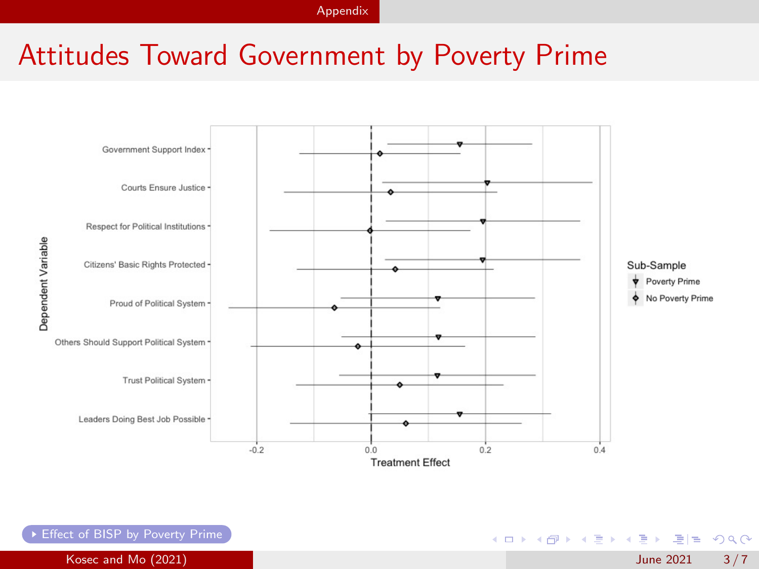# Attitudes Toward Government by Poverty Prime

Effect of BISP by Poverty Prime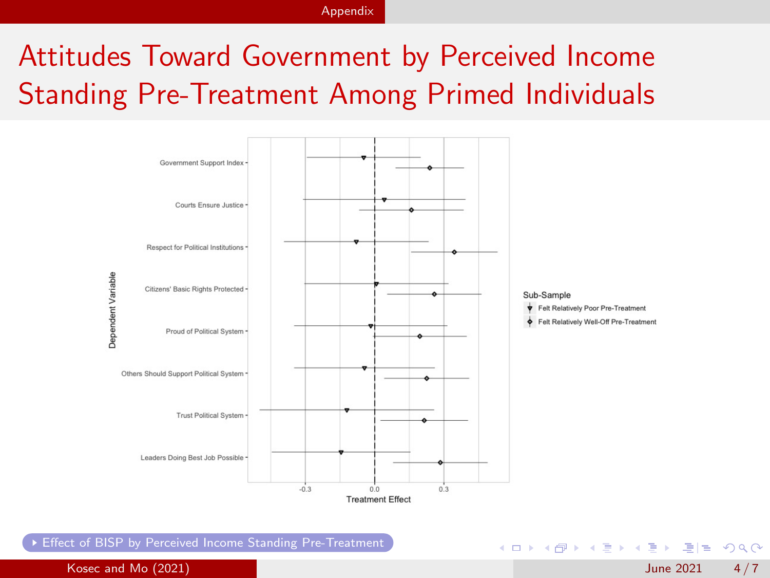# Attitudes Toward Government by Perceived Income Standing Pre-Treatment Among Primed Individuals

Dependent Variable

- Government Support Index
- Courts Ensure Justice
- Respect for Political Institutions
- Citizens' Basic Rights Protected
- Proud of Political System
- Others Should Support Political System
- Trust Political System
- Leaders Doing Best Job Possible

Treatment Effect: -0.3, 0.0, 0.3

Sub-Sample
- Felt Relatively Poor Pre-Treatment
- Felt Relatively Well-Off Pre-Treatment

Effect of BISP by Perceived Income Standing Pre-Treatment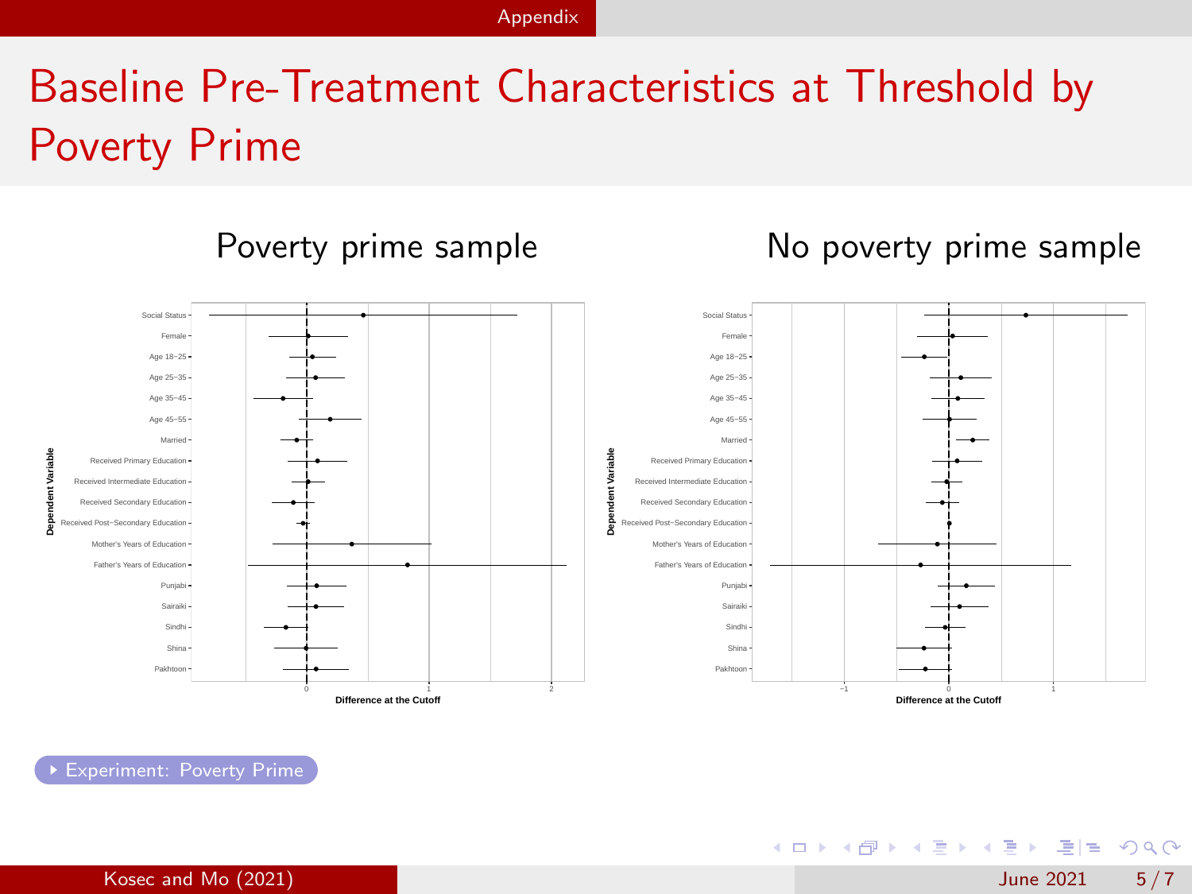# Baseline Pre-Treatment Characteristics at Threshold by Poverty Prime

## Poverty prime sample

Dependent Variable: Social Status, Female, Age 18−25, Age 25−35, Age 35−45, Age 45−55, Married, Received Primary Education, Received Intermediate Education, Received Secondary Education, Received Post−Secondary Education, Mother's Years of Education, Father's Years of Education, Punjabi, Sairaiki, Sindhi, Shina, Pakhtoon

Difference at the Cutoff: 0, 1, 2

## No poverty prime sample

Dependent Variable: Social Status, Female, Age 18−25, Age 25−35, Age 35−45, Age 45−55, Married, Received Primary Education, Received Intermediate Education, Received Secondary Education, Received Post−Secondary Education, Mother's Years of Education, Father's Years of Education, Punjabi, Sairaiki, Sindhi, Shina, Pakhtoon

Difference at the Cutoff: −1, 0, 1

Experiment: Poverty Prime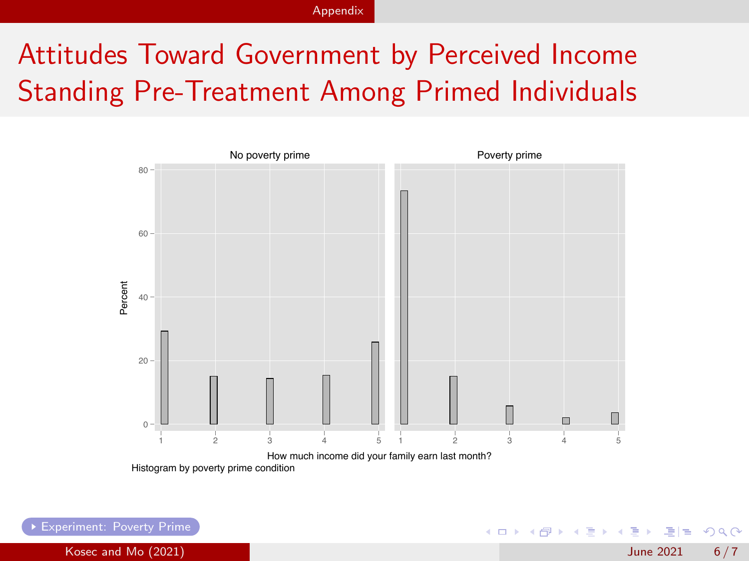# Attitudes Toward Government by Perceived Income Standing Pre-Treatment Among Primed Individuals

No poverty prime | Poverty prime

Percent

How much income did your family earn last month?

Histogram by poverty prime condition

Experiment: Poverty Prime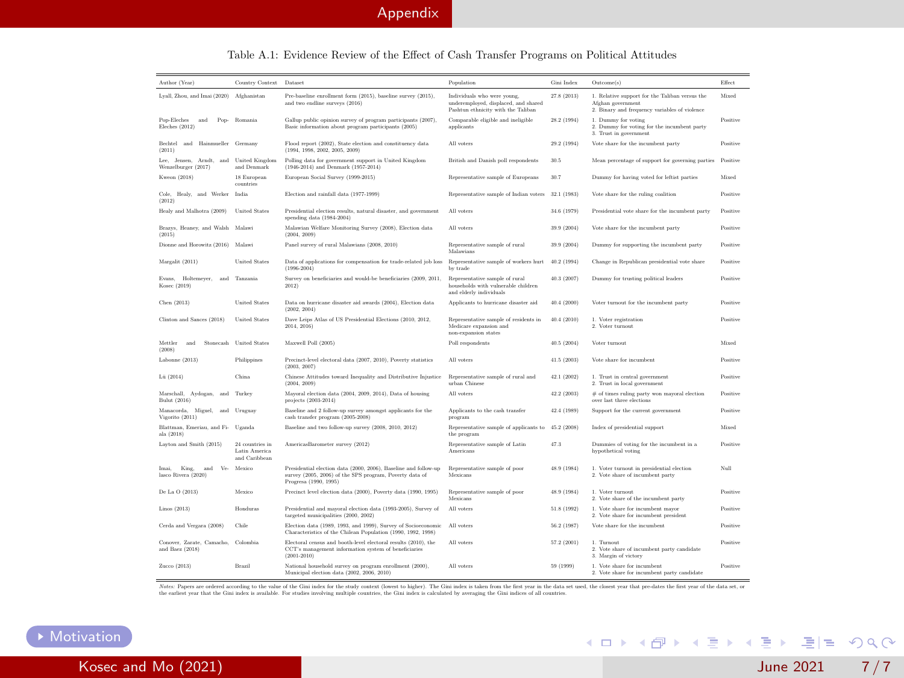## Appendix

Table A.1: Evidence Review of the Effect of Cash Transfer Programs on Political Attitudes

| Author (Year) | Country Context | Dataset | Population | Gini Index | Outcome(s) | Effect |
|---|---|---|---|---|---|---|
| Lyall, Zhou, and Imai (2020) | Afghanistan | Pre-baseline enrollment form (2015), baseline survey (2015), and two endline surveys (2016) | Individuals who were young, underemployed, displaced, and shared Pashtun ethnicity with the Taliban | 27.8 (2013) | 1. Relative support for the Taliban versus the Afghan government 2. Binary and frequency variables of violence | Mixed |
| Pop-Eleches and Pop-Eleches (2012) | Romania | Gallup public opinion survey of program participants (2007), Basic information about program participants (2005) | Comparable eligible and ineligible applicants | 28.2 (1994) | 1. Dummy for voting 2. Dummy for voting for the incumbent party 3. Trust in government | Positive |
| Bechtel and Hainmueller (2011) | Germany | Flood report (2002), State election and constituency data (1994, 1998, 2002, 2005, 2009) | All voters | 29.2 (1994) | Vote share for the incumbent party | Positive |
| Lee, Jensen, Arndt, and Wenzelburger (2017) | United Kingdom and Denmark | Polling data for government support in United Kingdom (1946-2014) and Denmark (1957-2014) | British and Danish poll respondents | 30.5 | Mean percentage of support for governing parties | Positive |
| Kweon (2018) | 18 European countries | European Social Survey (1999-2015) | Representative sample of Europeans | 30.7 | Dummy for having voted for leftist parties | Mixed |
| Cole, Healy, and Werker (2012) | India | Election and rainfall data (1977-1999) | Representative sample of Indian voters | 32.1 (1983) | Vote share for the ruling coalition | Positive |
| Healy and Malhotra (2009) | United States | Presidential election results, natural disaster, and government spending data (1984-2004) | All voters | 34.6 (1979) | Presidential vote share for the incumbent party | Positive |
| Brazys, Heaney, and Walsh (2015) | Malawi | Malawian Welfare Monitoring Survey (2008), Election data (2004, 2009) | All voters | 39.9 (2004) | Vote share for the incumbent party | Positive |
| Dionne and Horowitz (2016) | Malawi | Panel survey of rural Malawians (2008, 2010) | Representative sample of rural Malawians | 39.9 (2004) | Dummy for supporting the incumbent party | Positive |
| Margalit (2011) | United States | Data of applications for compensation for trade-related job loss (1996-2004) | Representative sample of workers hurt by trade | 40.2 (1994) | Change in Republican presidential vote share | Positive |
| Evans, Holtemeyer, and Kosec (2019) | Tanzania | Survey on beneficiaries and would-be beneficiaries (2009, 2011, 2012) | Representative sample of rural households with vulnerable children and elderly individuals | 40.3 (2007) | Dummy for trusting political leaders | Positive |
| Chen (2013) | United States | Data on hurricane disaster aid awards (2004), Election data (2002, 2004) | Applicants to hurricane disaster aid | 40.4 (2000) | Voter turnout for the incumbent party | Positive |
| Clinton and Sances (2018) | United States | Dave Leips Atlas of US Presidential Elections (2010, 2012, 2014, 2016) | Representative sample of residents in Medicare expansion and non-expansion states | 40.4 (2010) | 1. Voter registration 2. Voter turnout | Positive |
| Mettler and Stonecash (2008) | United States | Maxwell Poll (2005) | Poll respondents | 40.5 (2004) | Voter turnout | Mixed |
| Labonne (2013) | Philippines | Precinct-level electoral data (2007, 2010), Poverty statistics (2003, 2007) | All voters | 41.5 (2003) | Vote share for incumbent | Positive |
| Lü (2014) | China | Chinese Attitudes toward Inequality and Distributive Injustice (2004, 2009) | Representative sample of rural and urban Chinese | 42.1 (2002) | 1. Trust in central government 2. Trust in local government | Positive |
| Marschall, Aydogan, and Bulut (2016) | Turkey | Mayoral election data (2004, 2009, 2014), Data of housing projects (2003-2014) | All voters | 42.2 (2003) | # of times ruling party won mayoral election over last three elections | Positive |
| Manacorda, Miguel, and Vigorito (2011) | Uruguay | Baseline and 2 follow-up survey amongst applicants for the cash transfer program (2005-2008) | Applicants to the cash transfer program | 42.4 (1989) | Support for the current government | Positive |
| Blattman, Emeriau, and Fiala (2018) | Uganda | Baseline and two follow-up survey (2008, 2010, 2012) | Representative sample of applicants to the program | 45.2 (2008) | Index of presidential support | Mixed |
| Layton and Smith (2015) | 24 countries in Latin America and Caribbean | AmericasBarometer survey (2012) | Representative sample of Latin Americans | 47.3 | Dummies of voting for the incumbent in a hypothetical voting | Positive |
| Imai, King, and Velasco Rivera (2020) | Mexico | Presidential election data (2000, 2006), Baseline and follow-up survey (2005, 2006) of the SPS program, Poverty data of Progresa (1990, 1995) | Representative sample of poor Mexicans | 48.9 (1984) | 1. Voter turnout in presidential election 2. Vote share of incumbent party | Null |
| De La O (2013) | Mexico | Precinct level election data (2000), Poverty data (1990, 1995) | Representative sample of poor Mexicans | 48.9 (1984) | 1. Voter turnout 2. Vote share of the incumbent party | Positive |
| Linos (2013) | Honduras | Presidential and mayoral election data (1993-2005), Survey of targeted municipalities (2000, 2002) | All voters | 51.8 (1992) | 1. Vote share for incumbent mayor 2. Vote share for incumbent president | Positive |
| Cerda and Vergara (2008) | Chile | Election data (1989, 1993, and 1999), Survey of Socioeconomic Characteristics of the Chilean Population (1990, 1992, 1998) | All voters | 56.2 (1987) | Vote share for the incumbent | Positive |
| Conover, Zarate, Camacho, and Baez (2018) | Colombia | Electoral census and booth-level electoral results (2010), the CCT's management information system of beneficiaries (2001-2010) | All voters | 57.2 (2001) | 1. Turnout 2. Vote share of incumbent party candidate 3. Margin of victory | Positive |
| Zucco (2013) | Brazil | National household survey on program enrollment (2000), Municipal election data (2002, 2006, 2010) | All voters | 59 (1999) | 1. Vote share for incumbent 2. Vote share for incumbent party candidate | Positive |

*Notes:* Papers are ordered according to the value of the Gini index for the study context (lowest to higher). The Gini index is taken from the first year in the data set used, the closest year that pre-dates the first year of the data set, or the earliest year that the Gini index is available. For studies involving multiple countries, the Gini index is calculated by averaging the Gini indices of all countries.

▸ Motivation